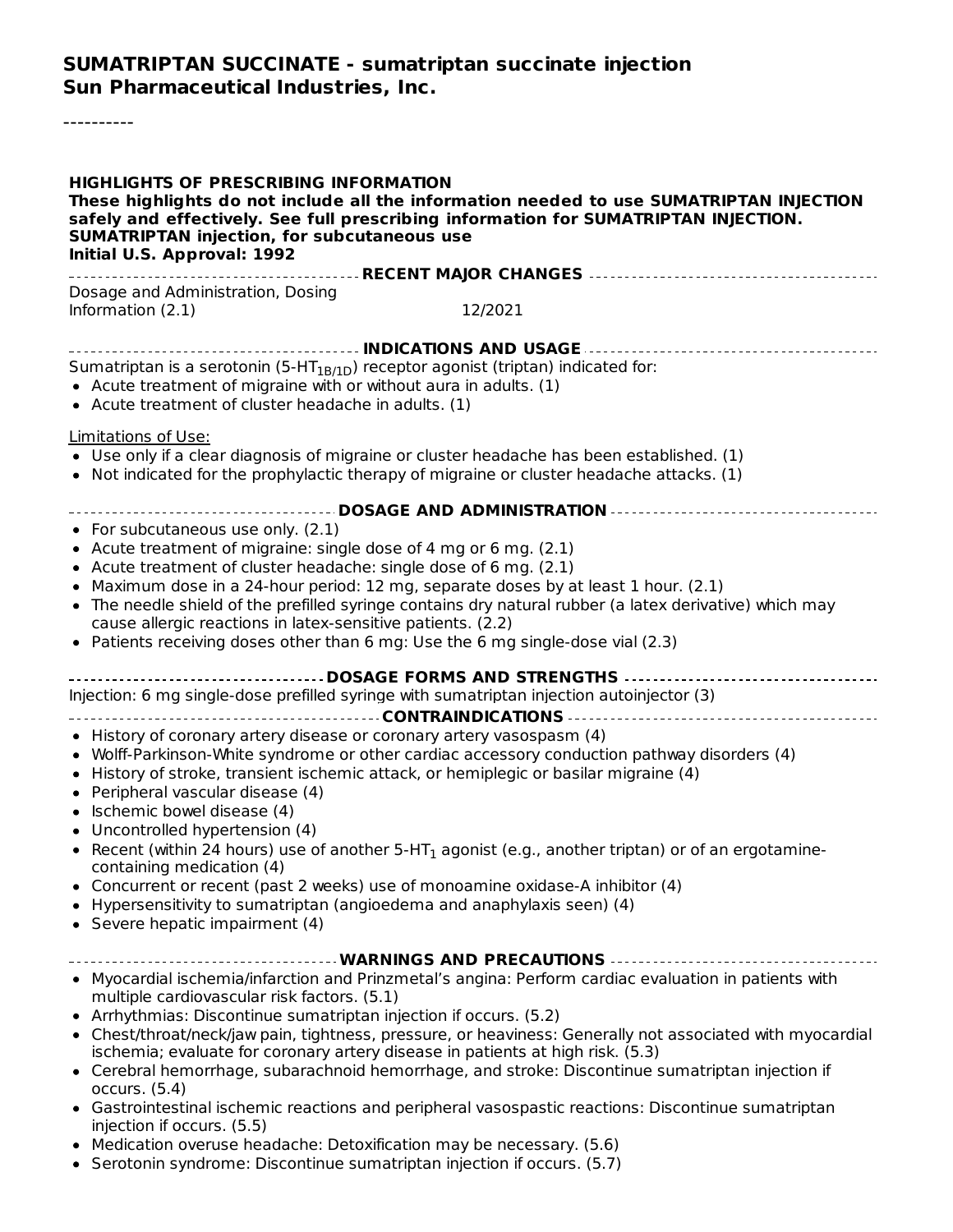# SUMATRIPTAN SUCCINATE - sumatriptan succinate injection
## Sun Pharmaceutical Industries, Inc.

----------

**HIGHLIGHTS OF PRESCRIBING INFORMATION**
**These highlights do not include all the information needed to use SUMATRIPTAN INJECTION safely and effectively. See full prescribing information for SUMATRIPTAN INJECTION.**
**SUMATRIPTAN injection, for subcutaneous use**
**Initial U.S. Approval: 1992**

**RECENT MAJOR CHANGES**

| | |
|---|---|
| Dosage and Administration, Dosing Information (2.1) | 12/2021 |

**INDICATIONS AND USAGE**

Sumatriptan is a serotonin ($5\text{-}HT_{1B/1D}$) receptor agonist (triptan) indicated for:

- Acute treatment of migraine with or without aura in adults. (1)
- Acute treatment of cluster headache in adults. (1)

Limitations of Use:

- Use only if a clear diagnosis of migraine or cluster headache has been established. (1)
- Not indicated for the prophylactic therapy of migraine or cluster headache attacks. (1)

**DOSAGE AND ADMINISTRATION**

- For subcutaneous use only. (2.1)
- Acute treatment of migraine: single dose of 4 mg or 6 mg. (2.1)
- Acute treatment of cluster headache: single dose of 6 mg. (2.1)
- Maximum dose in a 24-hour period: 12 mg, separate doses by at least 1 hour. (2.1)
- The needle shield of the prefilled syringe contains dry natural rubber (a latex derivative) which may cause allergic reactions in latex-sensitive patients. (2.2)
- Patients receiving doses other than 6 mg: Use the 6 mg single-dose vial (2.3)

**DOSAGE FORMS AND STRENGTHS**

Injection: 6 mg single-dose prefilled syringe with sumatriptan injection autoinjector (3)

**CONTRAINDICATIONS**

- History of coronary artery disease or coronary artery vasospasm (4)
- Wolff-Parkinson-White syndrome or other cardiac accessory conduction pathway disorders (4)
- History of stroke, transient ischemic attack, or hemiplegic or basilar migraine (4)
- Peripheral vascular disease (4)
- Ischemic bowel disease (4)
- Uncontrolled hypertension (4)
- Recent (within 24 hours) use of another $5\text{-}HT_1$ agonist (e.g., another triptan) or of an ergotamine-containing medication (4)
- Concurrent or recent (past 2 weeks) use of monoamine oxidase-A inhibitor (4)
- Hypersensitivity to sumatriptan (angioedema and anaphylaxis seen) (4)
- Severe hepatic impairment (4)

**WARNINGS AND PRECAUTIONS**

- Myocardial ischemia/infarction and Prinzmetal's angina: Perform cardiac evaluation in patients with multiple cardiovascular risk factors. (5.1)
- Arrhythmias: Discontinue sumatriptan injection if occurs. (5.2)
- Chest/throat/neck/jaw pain, tightness, pressure, or heaviness: Generally not associated with myocardial ischemia; evaluate for coronary artery disease in patients at high risk. (5.3)
- Cerebral hemorrhage, subarachnoid hemorrhage, and stroke: Discontinue sumatriptan injection if occurs. (5.4)
- Gastrointestinal ischemic reactions and peripheral vasospastic reactions: Discontinue sumatriptan injection if occurs. (5.5)
- Medication overuse headache: Detoxification may be necessary. (5.6)
- Serotonin syndrome: Discontinue sumatriptan injection if occurs. (5.7)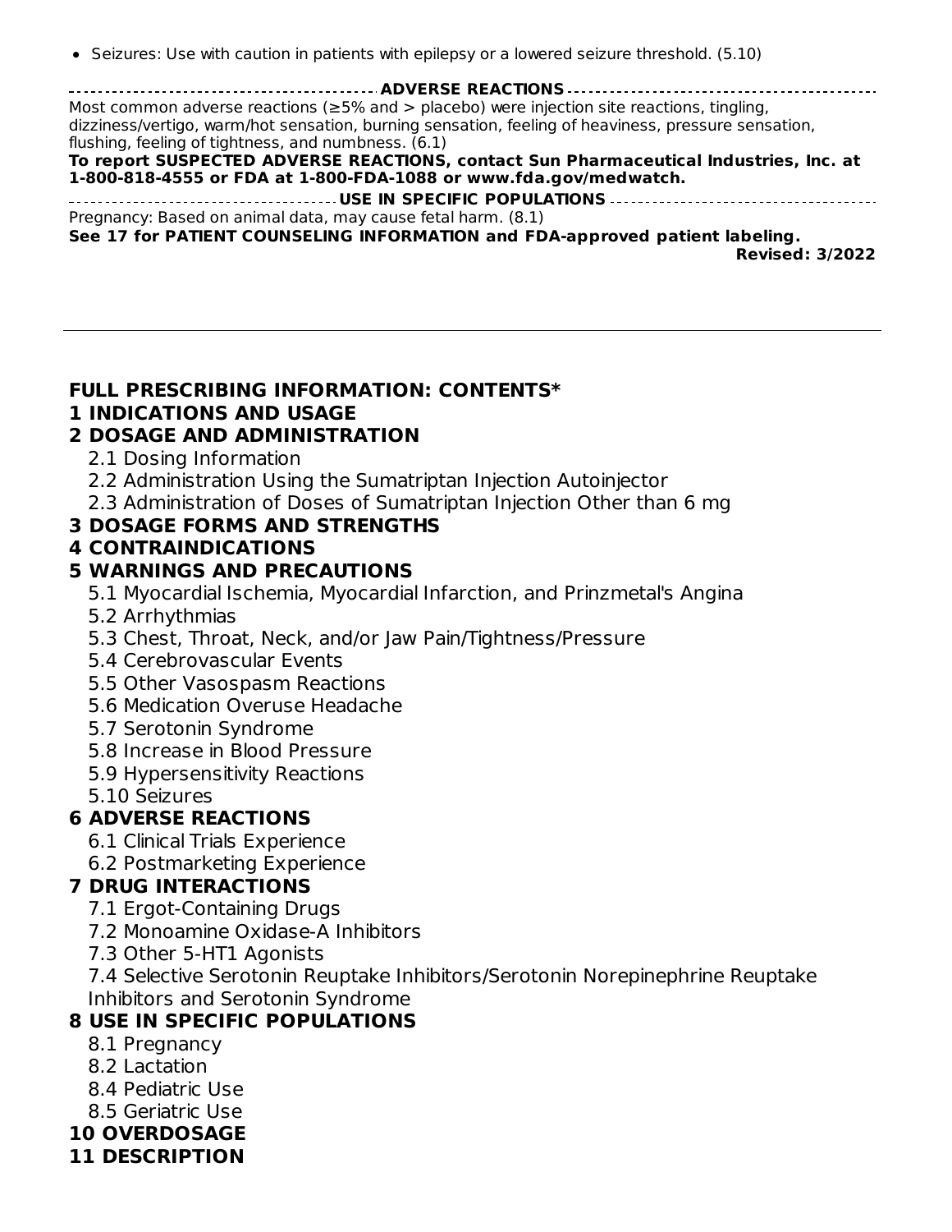- Seizures: Use with caution in patients with epilepsy or a lowered seizure threshold. (5.10)

**ADVERSE REACTIONS**

Most common adverse reactions (≥5% and > placebo) were injection site reactions, tingling, dizziness/vertigo, warm/hot sensation, burning sensation, feeling of heaviness, pressure sensation, flushing, feeling of tightness, and numbness. (6.1)

**To report SUSPECTED ADVERSE REACTIONS, contact Sun Pharmaceutical Industries, Inc. at 1-800-818-4555 or FDA at 1-800-FDA-1088 or www.fda.gov/medwatch.**

**USE IN SPECIFIC POPULATIONS**

Pregnancy: Based on animal data, may cause fetal harm. (8.1)

**See 17 for PATIENT COUNSELING INFORMATION and FDA-approved patient labeling.**

**Revised: 3/2022**

---

## FULL PRESCRIBING INFORMATION: CONTENTS*

**1 INDICATIONS AND USAGE**

**2 DOSAGE AND ADMINISTRATION**

- 2.1 Dosing Information
- 2.2 Administration Using the Sumatriptan Injection Autoinjector
- 2.3 Administration of Doses of Sumatriptan Injection Other than 6 mg

**3 DOSAGE FORMS AND STRENGTHS**

**4 CONTRAINDICATIONS**

**5 WARNINGS AND PRECAUTIONS**

- 5.1 Myocardial Ischemia, Myocardial Infarction, and Prinzmetal's Angina
- 5.2 Arrhythmias
- 5.3 Chest, Throat, Neck, and/or Jaw Pain/Tightness/Pressure
- 5.4 Cerebrovascular Events
- 5.5 Other Vasospasm Reactions
- 5.6 Medication Overuse Headache
- 5.7 Serotonin Syndrome
- 5.8 Increase in Blood Pressure
- 5.9 Hypersensitivity Reactions
- 5.10 Seizures

**6 ADVERSE REACTIONS**

- 6.1 Clinical Trials Experience
- 6.2 Postmarketing Experience

**7 DRUG INTERACTIONS**

- 7.1 Ergot-Containing Drugs
- 7.2 Monoamine Oxidase-A Inhibitors
- 7.3 Other 5-HT1 Agonists
- 7.4 Selective Serotonin Reuptake Inhibitors/Serotonin Norepinephrine Reuptake Inhibitors and Serotonin Syndrome

**8 USE IN SPECIFIC POPULATIONS**

- 8.1 Pregnancy
- 8.2 Lactation
- 8.4 Pediatric Use
- 8.5 Geriatric Use

**10 OVERDOSAGE**

**11 DESCRIPTION**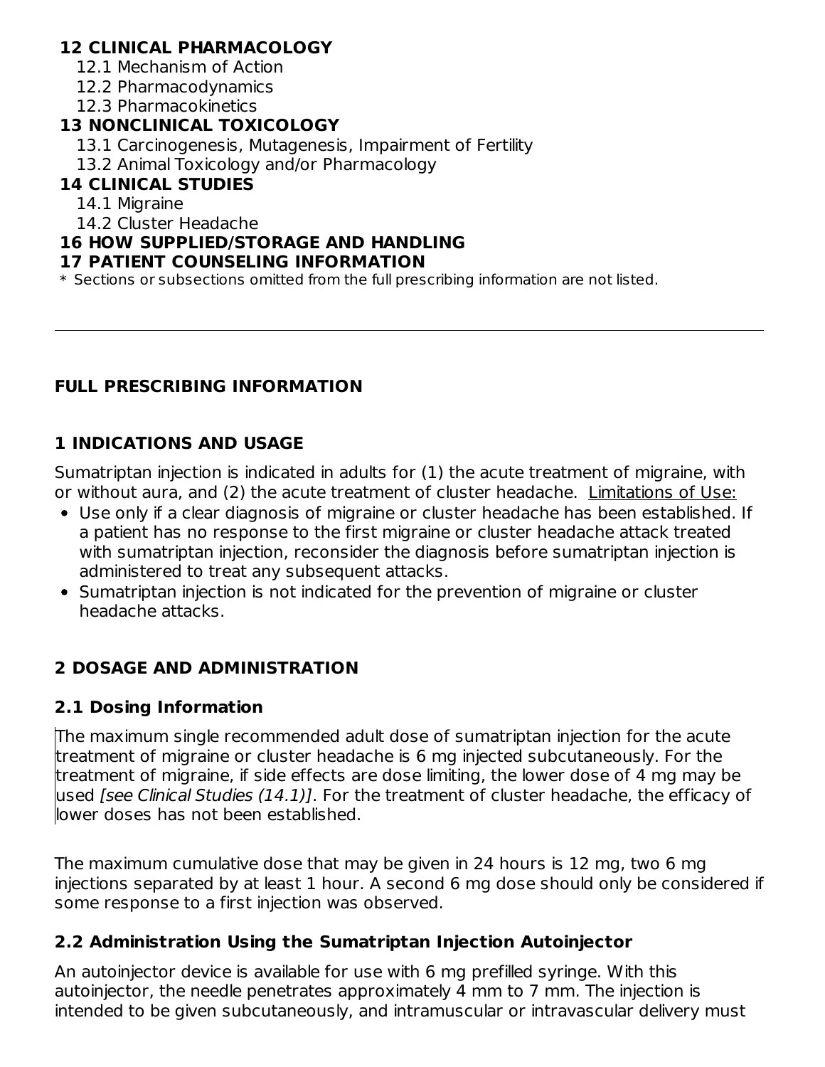**12 CLINICAL PHARMACOLOGY**

12.1 Mechanism of Action

12.2 Pharmacodynamics

12.3 Pharmacokinetics

**13 NONCLINICAL TOXICOLOGY**

13.1 Carcinogenesis, Mutagenesis, Impairment of Fertility

13.2 Animal Toxicology and/or Pharmacology

**14 CLINICAL STUDIES**

14.1 Migraine

14.2 Cluster Headache

**16 HOW SUPPLIED/STORAGE AND HANDLING**

**17 PATIENT COUNSELING INFORMATION**

* Sections or subsections omitted from the full prescribing information are not listed.

---

**FULL PRESCRIBING INFORMATION**

## 1 INDICATIONS AND USAGE

Sumatriptan injection is indicated in adults for (1) the acute treatment of migraine, with or without aura, and (2) the acute treatment of cluster headache. Limitations of Use:

- Use only if a clear diagnosis of migraine or cluster headache has been established. If a patient has no response to the first migraine or cluster headache attack treated with sumatriptan injection, reconsider the diagnosis before sumatriptan injection is administered to treat any subsequent attacks.
- Sumatriptan injection is not indicated for the prevention of migraine or cluster headache attacks.

## 2 DOSAGE AND ADMINISTRATION

### 2.1 Dosing Information

The maximum single recommended adult dose of sumatriptan injection for the acute treatment of migraine or cluster headache is 6 mg injected subcutaneously. For the treatment of migraine, if side effects are dose limiting, the lower dose of 4 mg may be used *[see Clinical Studies (14.1)]*. For the treatment of cluster headache, the efficacy of lower doses has not been established.

The maximum cumulative dose that may be given in 24 hours is 12 mg, two 6 mg injections separated by at least 1 hour. A second 6 mg dose should only be considered if some response to a first injection was observed.

### 2.2 Administration Using the Sumatriptan Injection Autoinjector

An autoinjector device is available for use with 6 mg prefilled syringe. With this autoinjector, the needle penetrates approximately 4 mm to 7 mm. The injection is intended to be given subcutaneously, and intramuscular or intravascular delivery must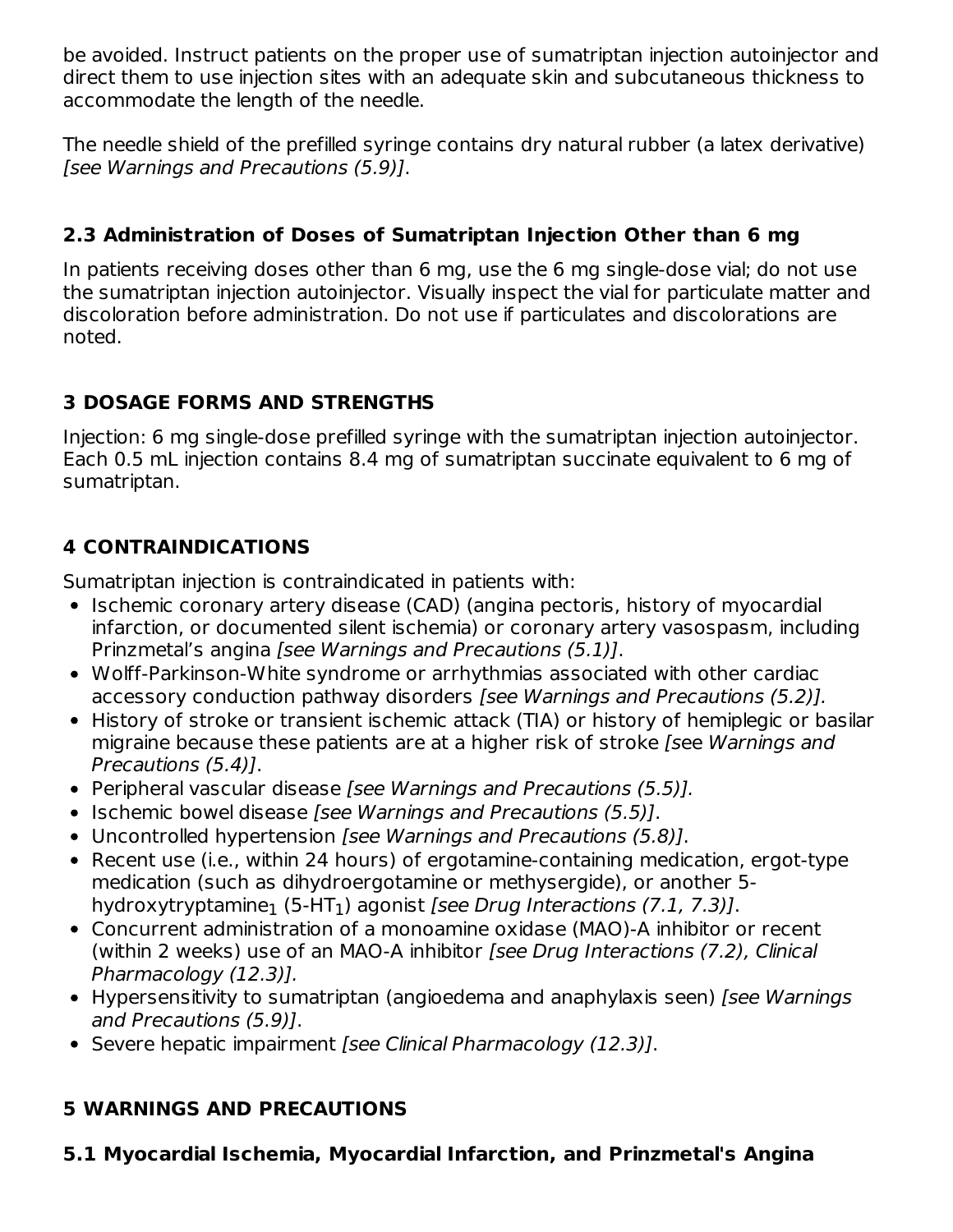be avoided. Instruct patients on the proper use of sumatriptan injection autoinjector and direct them to use injection sites with an adequate skin and subcutaneous thickness to accommodate the length of the needle.

The needle shield of the prefilled syringe contains dry natural rubber (a latex derivative) *[see Warnings and Precautions (5.9)]*.

### 2.3 Administration of Doses of Sumatriptan Injection Other than 6 mg

In patients receiving doses other than 6 mg, use the 6 mg single-dose vial; do not use the sumatriptan injection autoinjector. Visually inspect the vial for particulate matter and discoloration before administration. Do not use if particulates and discolorations are noted.

## 3 DOSAGE FORMS AND STRENGTHS

Injection: 6 mg single-dose prefilled syringe with the sumatriptan injection autoinjector. Each 0.5 mL injection contains 8.4 mg of sumatriptan succinate equivalent to 6 mg of sumatriptan.

## 4 CONTRAINDICATIONS

Sumatriptan injection is contraindicated in patients with:

- Ischemic coronary artery disease (CAD) (angina pectoris, history of myocardial infarction, or documented silent ischemia) or coronary artery vasospasm, including Prinzmetal's angina *[see Warnings and Precautions (5.1)]*.
- Wolff-Parkinson-White syndrome or arrhythmias associated with other cardiac accessory conduction pathway disorders *[see Warnings and Precautions (5.2)].*
- History of stroke or transient ischemic attack (TIA) or history of hemiplegic or basilar migraine because these patients are at a higher risk of stroke *[see Warnings and Precautions (5.4)]*.
- Peripheral vascular disease *[see Warnings and Precautions (5.5)].*
- Ischemic bowel disease *[see Warnings and Precautions (5.5)]*.
- Uncontrolled hypertension *[see Warnings and Precautions (5.8)]*.
- Recent use (i.e., within 24 hours) of ergotamine-containing medication, ergot-type medication (such as dihydroergotamine or methysergide), or another 5-hydroxytryptamine$_1$ (5-HT$_1$) agonist *[see Drug Interactions (7.1, 7.3)]*.
- Concurrent administration of a monoamine oxidase (MAO)-A inhibitor or recent (within 2 weeks) use of an MAO-A inhibitor *[see Drug Interactions (7.2), Clinical Pharmacology (12.3)].*
- Hypersensitivity to sumatriptan (angioedema and anaphylaxis seen) *[see Warnings and Precautions (5.9)]*.
- Severe hepatic impairment *[see Clinical Pharmacology (12.3)]*.

## 5 WARNINGS AND PRECAUTIONS

### 5.1 Myocardial Ischemia, Myocardial Infarction, and Prinzmetal's Angina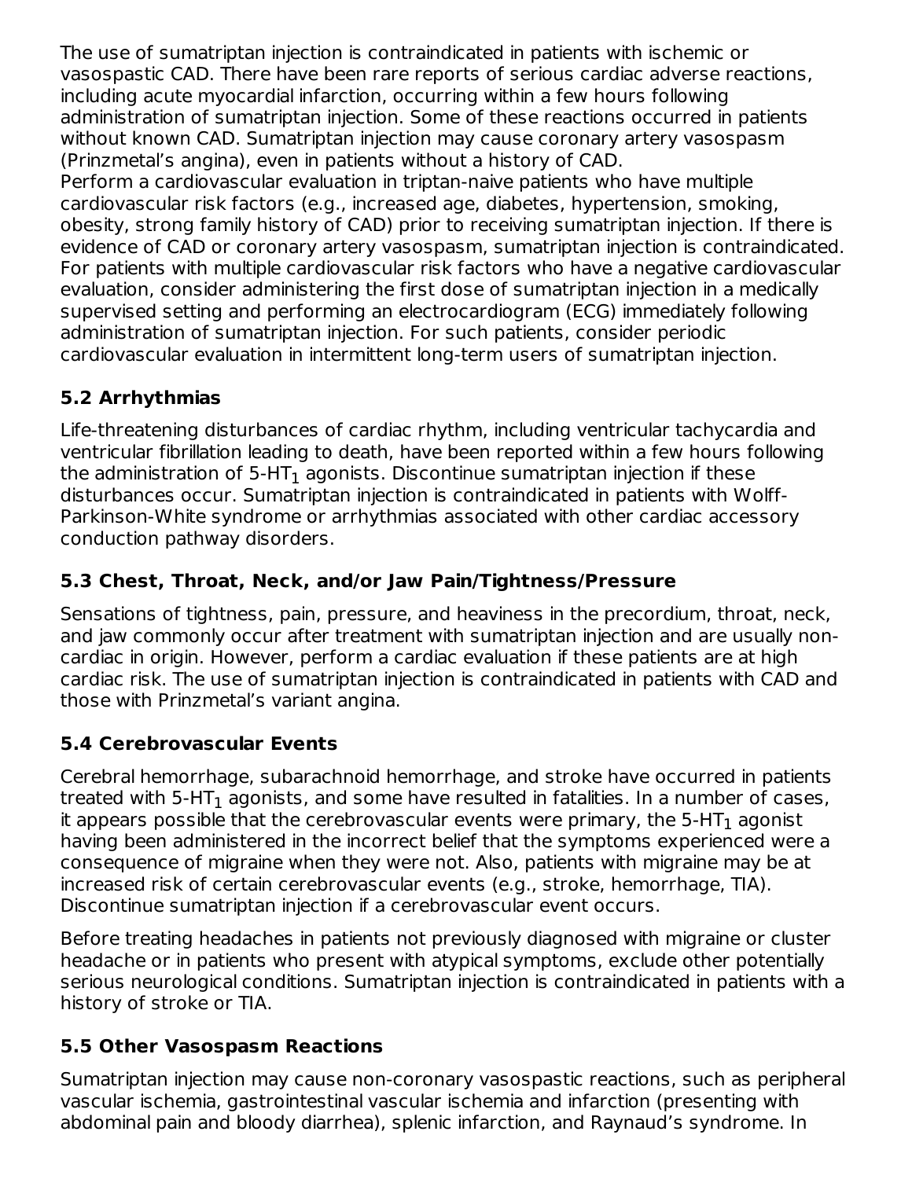The use of sumatriptan injection is contraindicated in patients with ischemic or vasospastic CAD. There have been rare reports of serious cardiac adverse reactions, including acute myocardial infarction, occurring within a few hours following administration of sumatriptan injection. Some of these reactions occurred in patients without known CAD. Sumatriptan injection may cause coronary artery vasospasm (Prinzmetal's angina), even in patients without a history of CAD.

Perform a cardiovascular evaluation in triptan-naive patients who have multiple cardiovascular risk factors (e.g., increased age, diabetes, hypertension, smoking, obesity, strong family history of CAD) prior to receiving sumatriptan injection. If there is evidence of CAD or coronary artery vasospasm, sumatriptan injection is contraindicated. For patients with multiple cardiovascular risk factors who have a negative cardiovascular evaluation, consider administering the first dose of sumatriptan injection in a medically supervised setting and performing an electrocardiogram (ECG) immediately following administration of sumatriptan injection. For such patients, consider periodic cardiovascular evaluation in intermittent long-term users of sumatriptan injection.

### 5.2 Arrhythmias

Life-threatening disturbances of cardiac rhythm, including ventricular tachycardia and ventricular fibrillation leading to death, have been reported within a few hours following the administration of 5-$HT_1$ agonists. Discontinue sumatriptan injection if these disturbances occur. Sumatriptan injection is contraindicated in patients with Wolff-Parkinson-White syndrome or arrhythmias associated with other cardiac accessory conduction pathway disorders.

### 5.3 Chest, Throat, Neck, and/or Jaw Pain/Tightness/Pressure

Sensations of tightness, pain, pressure, and heaviness in the precordium, throat, neck, and jaw commonly occur after treatment with sumatriptan injection and are usually non-cardiac in origin. However, perform a cardiac evaluation if these patients are at high cardiac risk. The use of sumatriptan injection is contraindicated in patients with CAD and those with Prinzmetal's variant angina.

### 5.4 Cerebrovascular Events

Cerebral hemorrhage, subarachnoid hemorrhage, and stroke have occurred in patients treated with 5-$HT_1$ agonists, and some have resulted in fatalities. In a number of cases, it appears possible that the cerebrovascular events were primary, the 5-$HT_1$ agonist having been administered in the incorrect belief that the symptoms experienced were a consequence of migraine when they were not. Also, patients with migraine may be at increased risk of certain cerebrovascular events (e.g., stroke, hemorrhage, TIA). Discontinue sumatriptan injection if a cerebrovascular event occurs.

Before treating headaches in patients not previously diagnosed with migraine or cluster headache or in patients who present with atypical symptoms, exclude other potentially serious neurological conditions. Sumatriptan injection is contraindicated in patients with a history of stroke or TIA.

### 5.5 Other Vasospasm Reactions

Sumatriptan injection may cause non-coronary vasospastic reactions, such as peripheral vascular ischemia, gastrointestinal vascular ischemia and infarction (presenting with abdominal pain and bloody diarrhea), splenic infarction, and Raynaud's syndrome. In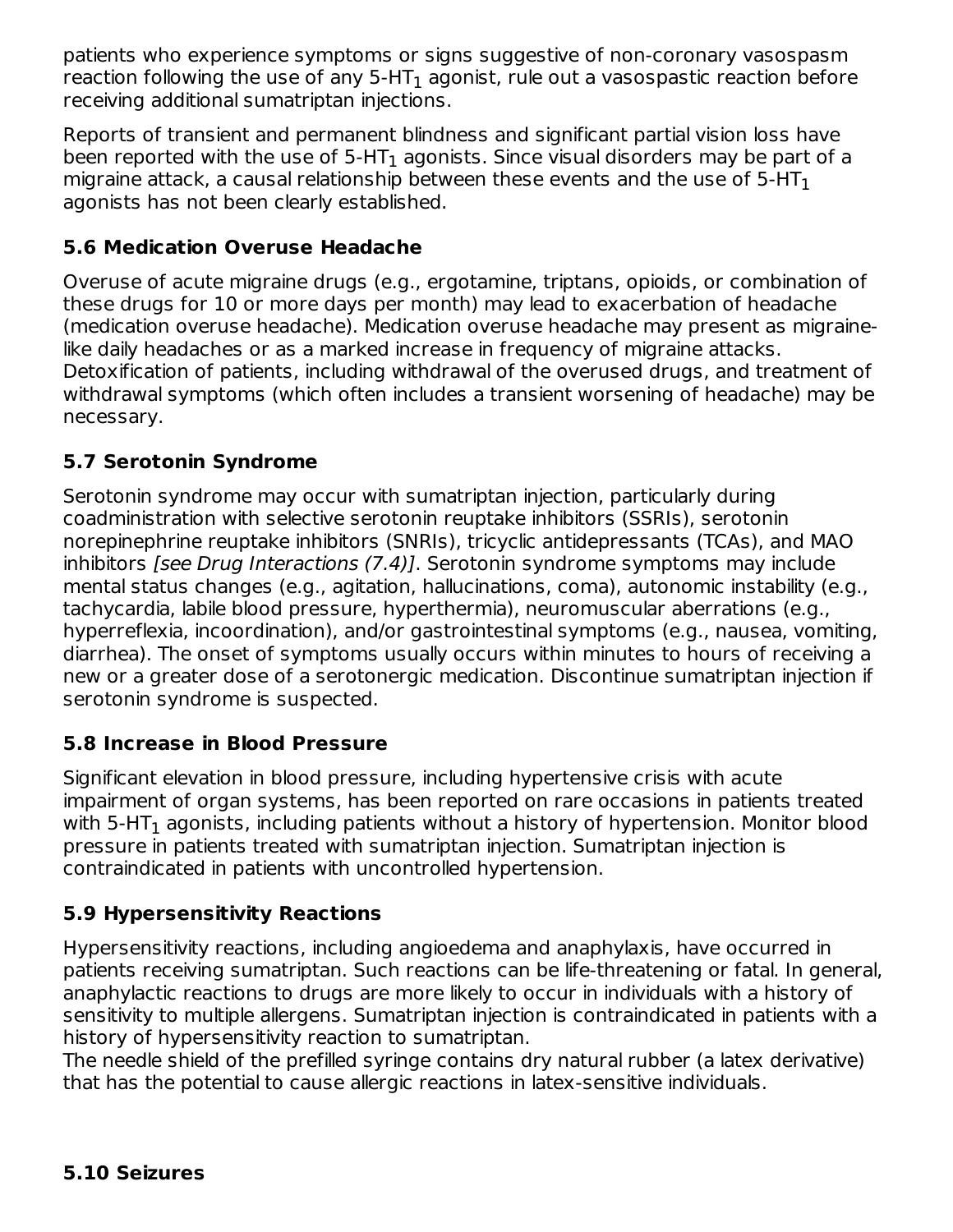patients who experience symptoms or signs suggestive of non-coronary vasospasm reaction following the use of any 5-$HT_1$ agonist, rule out a vasospastic reaction before receiving additional sumatriptan injections.

Reports of transient and permanent blindness and significant partial vision loss have been reported with the use of 5-$HT_1$ agonists. Since visual disorders may be part of a migraine attack, a causal relationship between these events and the use of 5-$HT_1$ agonists has not been clearly established.

### 5.6 Medication Overuse Headache

Overuse of acute migraine drugs (e.g., ergotamine, triptans, opioids, or combination of these drugs for 10 or more days per month) may lead to exacerbation of headache (medication overuse headache). Medication overuse headache may present as migraine-like daily headaches or as a marked increase in frequency of migraine attacks. Detoxification of patients, including withdrawal of the overused drugs, and treatment of withdrawal symptoms (which often includes a transient worsening of headache) may be necessary.

### 5.7 Serotonin Syndrome

Serotonin syndrome may occur with sumatriptan injection, particularly during coadministration with selective serotonin reuptake inhibitors (SSRIs), serotonin norepinephrine reuptake inhibitors (SNRIs), tricyclic antidepressants (TCAs), and MAO inhibitors *[see Drug Interactions (7.4)]*. Serotonin syndrome symptoms may include mental status changes (e.g., agitation, hallucinations, coma), autonomic instability (e.g., tachycardia, labile blood pressure, hyperthermia), neuromuscular aberrations (e.g., hyperreflexia, incoordination), and/or gastrointestinal symptoms (e.g., nausea, vomiting, diarrhea). The onset of symptoms usually occurs within minutes to hours of receiving a new or a greater dose of a serotonergic medication. Discontinue sumatriptan injection if serotonin syndrome is suspected.

### 5.8 Increase in Blood Pressure

Significant elevation in blood pressure, including hypertensive crisis with acute impairment of organ systems, has been reported on rare occasions in patients treated with 5-$HT_1$ agonists, including patients without a history of hypertension. Monitor blood pressure in patients treated with sumatriptan injection. Sumatriptan injection is contraindicated in patients with uncontrolled hypertension.

### 5.9 Hypersensitivity Reactions

Hypersensitivity reactions, including angioedema and anaphylaxis, have occurred in patients receiving sumatriptan. Such reactions can be life-threatening or fatal. In general, anaphylactic reactions to drugs are more likely to occur in individuals with a history of sensitivity to multiple allergens. Sumatriptan injection is contraindicated in patients with a history of hypersensitivity reaction to sumatriptan.
The needle shield of the prefilled syringe contains dry natural rubber (a latex derivative) that has the potential to cause allergic reactions in latex-sensitive individuals.

### 5.10 Seizures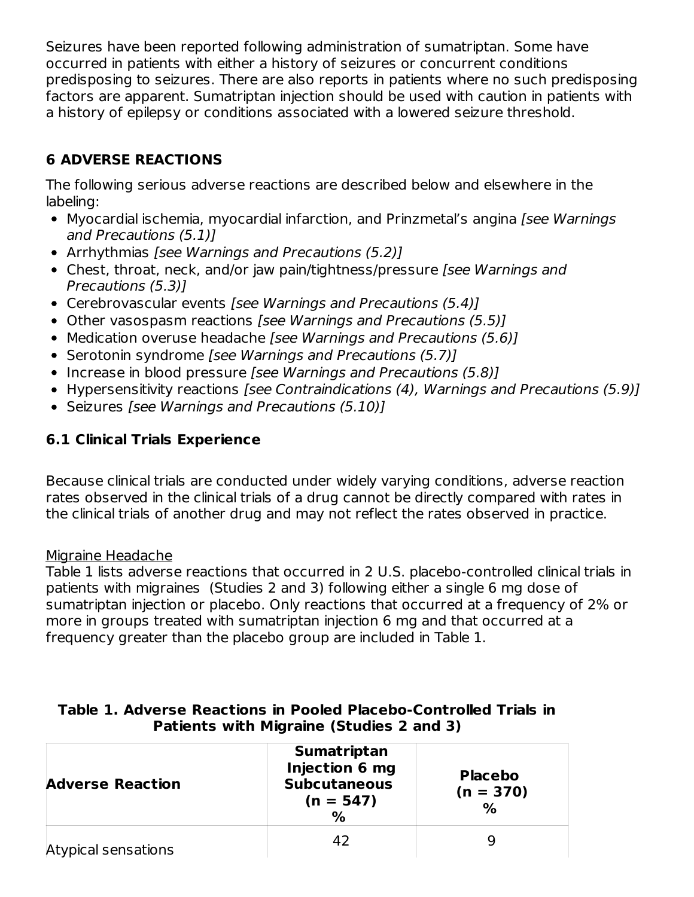Seizures have been reported following administration of sumatriptan. Some have occurred in patients with either a history of seizures or concurrent conditions predisposing to seizures. There are also reports in patients where no such predisposing factors are apparent. Sumatriptan injection should be used with caution in patients with a history of epilepsy or conditions associated with a lowered seizure threshold.

## 6 ADVERSE REACTIONS

The following serious adverse reactions are described below and elsewhere in the labeling:

- Myocardial ischemia, myocardial infarction, and Prinzmetal's angina *[see Warnings and Precautions (5.1)]*
- Arrhythmias *[see Warnings and Precautions (5.2)]*
- Chest, throat, neck, and/or jaw pain/tightness/pressure *[see Warnings and Precautions (5.3)]*
- Cerebrovascular events *[see Warnings and Precautions (5.4)]*
- Other vasospasm reactions *[see Warnings and Precautions (5.5)]*
- Medication overuse headache *[see Warnings and Precautions (5.6)]*
- Serotonin syndrome *[see Warnings and Precautions (5.7)]*
- Increase in blood pressure *[see Warnings and Precautions (5.8)]*
- Hypersensitivity reactions *[see Contraindications (4), Warnings and Precautions (5.9)]*
- Seizures *[see Warnings and Precautions (5.10)]*

### 6.1 Clinical Trials Experience

Because clinical trials are conducted under widely varying conditions, adverse reaction rates observed in the clinical trials of a drug cannot be directly compared with rates in the clinical trials of another drug and may not reflect the rates observed in practice.

Migraine Headache

Table 1 lists adverse reactions that occurred in 2 U.S. placebo-controlled clinical trials in patients with migraines (Studies 2 and 3) following either a single 6 mg dose of sumatriptan injection or placebo. Only reactions that occurred at a frequency of 2% or more in groups treated with sumatriptan injection 6 mg and that occurred at a frequency greater than the placebo group are included in Table 1.

**Table 1. Adverse Reactions in Pooled Placebo-Controlled Trials in Patients with Migraine (Studies 2 and 3)**

| Adverse Reaction | Sumatriptan Injection 6 mg Subcutaneous (n = 547) % | Placebo (n = 370) % |
|---|---|---|
| Atypical sensations | 42 | 9 |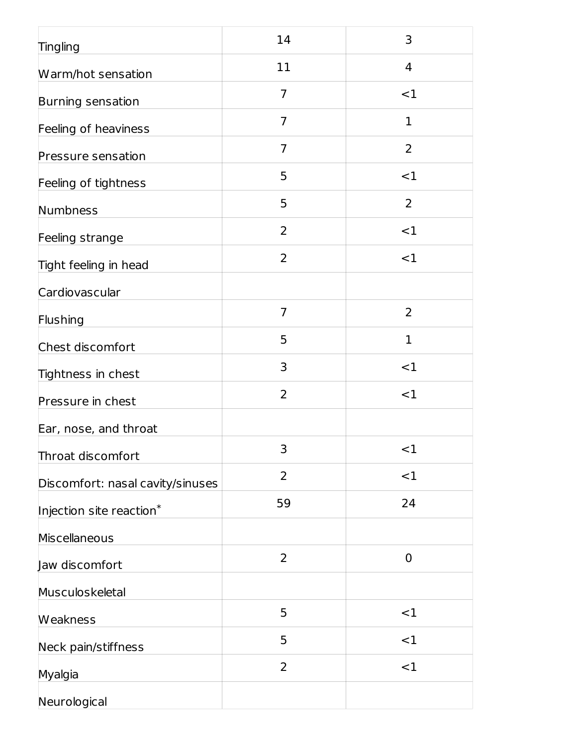| | | |
|---|---|---|
| Tingling | 14 | 3 |
| Warm/hot sensation | 11 | 4 |
| Burning sensation | 7 | <1 |
| Feeling of heaviness | 7 | 1 |
| Pressure sensation | 7 | 2 |
| Feeling of tightness | 5 | <1 |
| Numbness | 5 | 2 |
| Feeling strange | 2 | <1 |
| Tight feeling in head | 2 | <1 |
| Cardiovascular | | |
| Flushing | 7 | 2 |
| Chest discomfort | 5 | 1 |
| Tightness in chest | 3 | <1 |
| Pressure in chest | 2 | <1 |
| Ear, nose, and throat | | |
| Throat discomfort | 3 | <1 |
| Discomfort: nasal cavity/sinuses | 2 | <1 |
| Injection site reaction* | 59 | 24 |
| Miscellaneous | | |
| Jaw discomfort | 2 | 0 |
| Musculoskeletal | | |
| Weakness | 5 | <1 |
| Neck pain/stiffness | 5 | <1 |
| Myalgia | 2 | <1 |
| Neurological | | |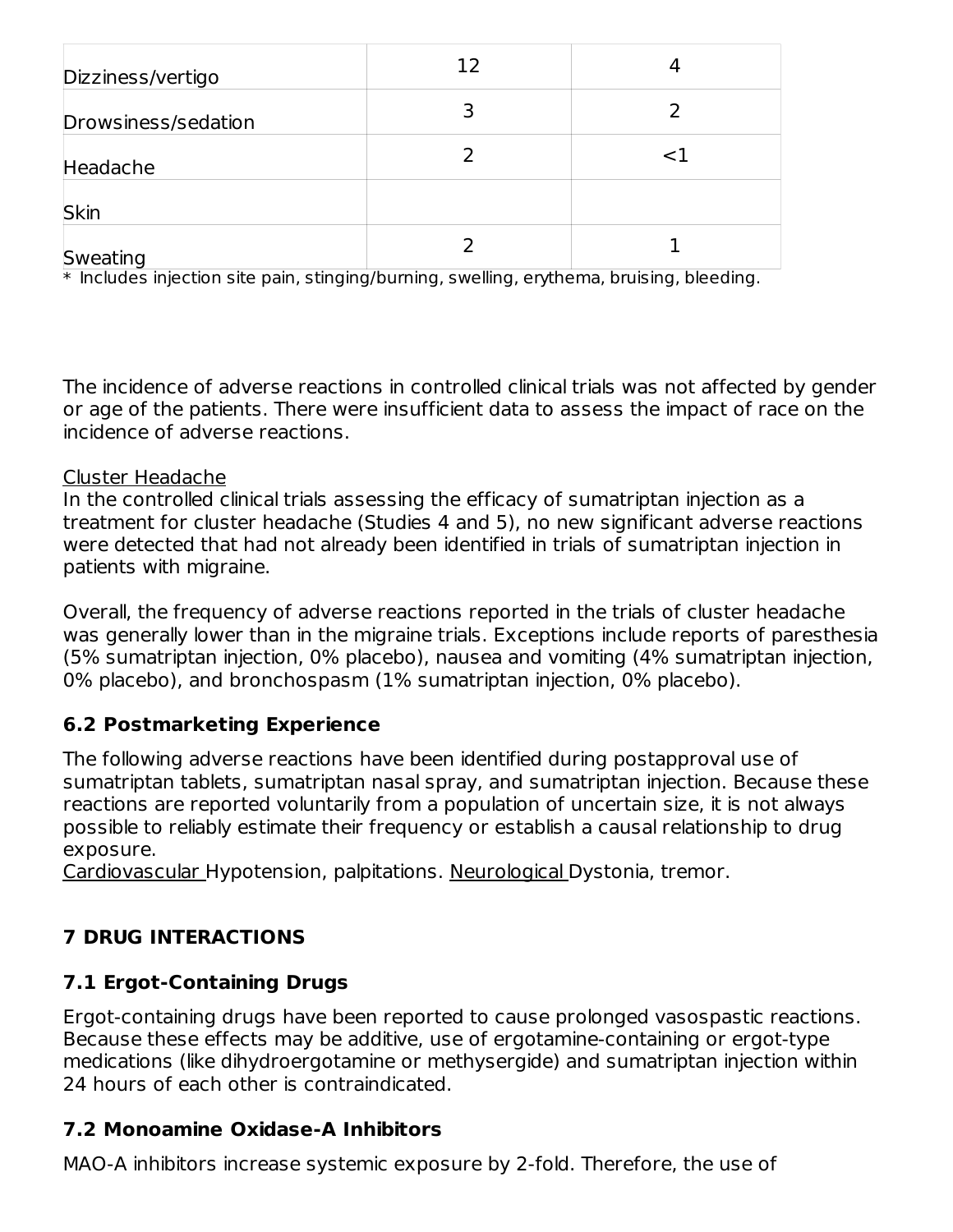| | | |
|---|---|---|
| Dizziness/vertigo | 12 | 4 |
| Drowsiness/sedation | 3 | 2 |
| Headache | 2 | <1 |
| Skin | | |
| Sweating | 2 | 1 |

* Includes injection site pain, stinging/burning, swelling, erythema, bruising, bleeding.

The incidence of adverse reactions in controlled clinical trials was not affected by gender or age of the patients. There were insufficient data to assess the impact of race on the incidence of adverse reactions.

Cluster Headache

In the controlled clinical trials assessing the efficacy of sumatriptan injection as a treatment for cluster headache (Studies 4 and 5), no new significant adverse reactions were detected that had not already been identified in trials of sumatriptan injection in patients with migraine.

Overall, the frequency of adverse reactions reported in the trials of cluster headache was generally lower than in the migraine trials. Exceptions include reports of paresthesia (5% sumatriptan injection, 0% placebo), nausea and vomiting (4% sumatriptan injection, 0% placebo), and bronchospasm (1% sumatriptan injection, 0% placebo).

### 6.2 Postmarketing Experience

The following adverse reactions have been identified during postapproval use of sumatriptan tablets, sumatriptan nasal spray, and sumatriptan injection. Because these reactions are reported voluntarily from a population of uncertain size, it is not always possible to reliably estimate their frequency or establish a causal relationship to drug exposure.

Cardiovascular Hypotension, palpitations. Neurological Dystonia, tremor.

## 7 DRUG INTERACTIONS

### 7.1 Ergot-Containing Drugs

Ergot-containing drugs have been reported to cause prolonged vasospastic reactions. Because these effects may be additive, use of ergotamine-containing or ergot-type medications (like dihydroergotamine or methysergide) and sumatriptan injection within 24 hours of each other is contraindicated.

### 7.2 Monoamine Oxidase-A Inhibitors

MAO-A inhibitors increase systemic exposure by 2-fold. Therefore, the use of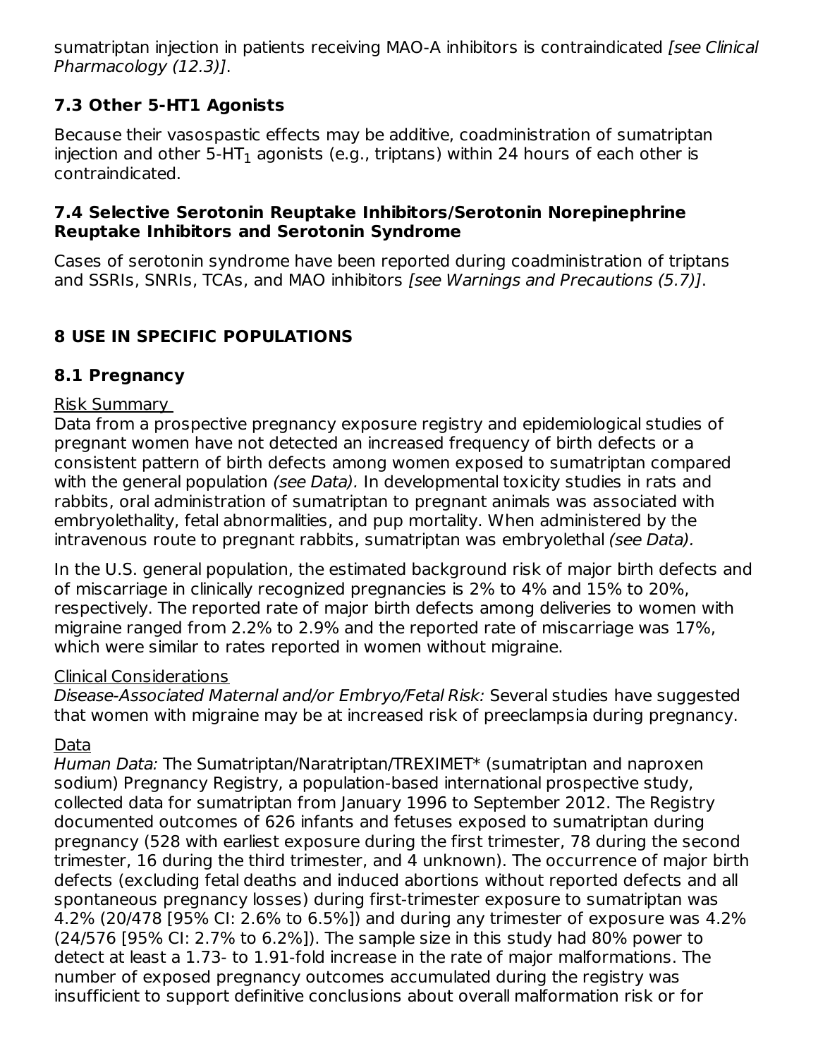sumatriptan injection in patients receiving MAO-A inhibitors is contraindicated *[see Clinical Pharmacology (12.3)]*.

### 7.3 Other 5-HT1 Agonists

Because their vasospastic effects may be additive, coadministration of sumatriptan injection and other 5-$HT_1$ agonists (e.g., triptans) within 24 hours of each other is contraindicated.

### 7.4 Selective Serotonin Reuptake Inhibitors/Serotonin Norepinephrine Reuptake Inhibitors and Serotonin Syndrome

Cases of serotonin syndrome have been reported during coadministration of triptans and SSRIs, SNRIs, TCAs, and MAO inhibitors *[see Warnings and Precautions (5.7)]*.

## 8 USE IN SPECIFIC POPULATIONS

### 8.1 Pregnancy

Risk Summary

Data from a prospective pregnancy exposure registry and epidemiological studies of pregnant women have not detected an increased frequency of birth defects or a consistent pattern of birth defects among women exposed to sumatriptan compared with the general population *(see Data).* In developmental toxicity studies in rats and rabbits, oral administration of sumatriptan to pregnant animals was associated with embryolethality, fetal abnormalities, and pup mortality. When administered by the intravenous route to pregnant rabbits, sumatriptan was embryolethal *(see Data).*

In the U.S. general population, the estimated background risk of major birth defects and of miscarriage in clinically recognized pregnancies is 2% to 4% and 15% to 20%, respectively. The reported rate of major birth defects among deliveries to women with migraine ranged from 2.2% to 2.9% and the reported rate of miscarriage was 17%, which were similar to rates reported in women without migraine.

Clinical Considerations

*Disease-Associated Maternal and/or Embryo/Fetal Risk:* Several studies have suggested that women with migraine may be at increased risk of preeclampsia during pregnancy.

Data

*Human Data:* The Sumatriptan/Naratriptan/TREXIMET* (sumatriptan and naproxen sodium) Pregnancy Registry, a population-based international prospective study, collected data for sumatriptan from January 1996 to September 2012. The Registry documented outcomes of 626 infants and fetuses exposed to sumatriptan during pregnancy (528 with earliest exposure during the first trimester, 78 during the second trimester, 16 during the third trimester, and 4 unknown). The occurrence of major birth defects (excluding fetal deaths and induced abortions without reported defects and all spontaneous pregnancy losses) during first-trimester exposure to sumatriptan was 4.2% (20/478 [95% CI: 2.6% to 6.5%]) and during any trimester of exposure was 4.2% (24/576 [95% CI: 2.7% to 6.2%]). The sample size in this study had 80% power to detect at least a 1.73- to 1.91-fold increase in the rate of major malformations. The number of exposed pregnancy outcomes accumulated during the registry was insufficient to support definitive conclusions about overall malformation risk or for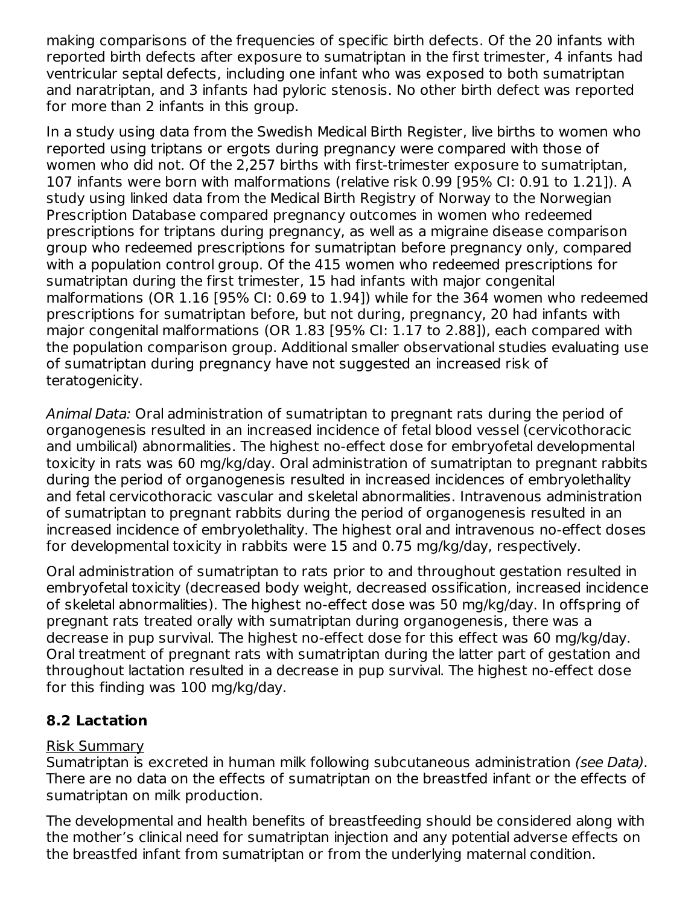making comparisons of the frequencies of specific birth defects. Of the 20 infants with reported birth defects after exposure to sumatriptan in the first trimester, 4 infants had ventricular septal defects, including one infant who was exposed to both sumatriptan and naratriptan, and 3 infants had pyloric stenosis. No other birth defect was reported for more than 2 infants in this group.

In a study using data from the Swedish Medical Birth Register, live births to women who reported using triptans or ergots during pregnancy were compared with those of women who did not. Of the 2,257 births with first-trimester exposure to sumatriptan, 107 infants were born with malformations (relative risk 0.99 [95% CI: 0.91 to 1.21]). A study using linked data from the Medical Birth Registry of Norway to the Norwegian Prescription Database compared pregnancy outcomes in women who redeemed prescriptions for triptans during pregnancy, as well as a migraine disease comparison group who redeemed prescriptions for sumatriptan before pregnancy only, compared with a population control group. Of the 415 women who redeemed prescriptions for sumatriptan during the first trimester, 15 had infants with major congenital malformations (OR 1.16 [95% CI: 0.69 to 1.94]) while for the 364 women who redeemed prescriptions for sumatriptan before, but not during, pregnancy, 20 had infants with major congenital malformations (OR 1.83 [95% CI: 1.17 to 2.88]), each compared with the population comparison group. Additional smaller observational studies evaluating use of sumatriptan during pregnancy have not suggested an increased risk of teratogenicity.

*Animal Data:* Oral administration of sumatriptan to pregnant rats during the period of organogenesis resulted in an increased incidence of fetal blood vessel (cervicothoracic and umbilical) abnormalities. The highest no-effect dose for embryofetal developmental toxicity in rats was 60 mg/kg/day. Oral administration of sumatriptan to pregnant rabbits during the period of organogenesis resulted in increased incidences of embryolethality and fetal cervicothoracic vascular and skeletal abnormalities. Intravenous administration of sumatriptan to pregnant rabbits during the period of organogenesis resulted in an increased incidence of embryolethality. The highest oral and intravenous no-effect doses for developmental toxicity in rabbits were 15 and 0.75 mg/kg/day, respectively.

Oral administration of sumatriptan to rats prior to and throughout gestation resulted in embryofetal toxicity (decreased body weight, decreased ossification, increased incidence of skeletal abnormalities). The highest no-effect dose was 50 mg/kg/day. In offspring of pregnant rats treated orally with sumatriptan during organogenesis, there was a decrease in pup survival. The highest no-effect dose for this effect was 60 mg/kg/day. Oral treatment of pregnant rats with sumatriptan during the latter part of gestation and throughout lactation resulted in a decrease in pup survival. The highest no-effect dose for this finding was 100 mg/kg/day.

## 8.2 Lactation

Risk Summary

Sumatriptan is excreted in human milk following subcutaneous administration *(see Data).* There are no data on the effects of sumatriptan on the breastfed infant or the effects of sumatriptan on milk production.

The developmental and health benefits of breastfeeding should be considered along with the mother's clinical need for sumatriptan injection and any potential adverse effects on the breastfed infant from sumatriptan or from the underlying maternal condition.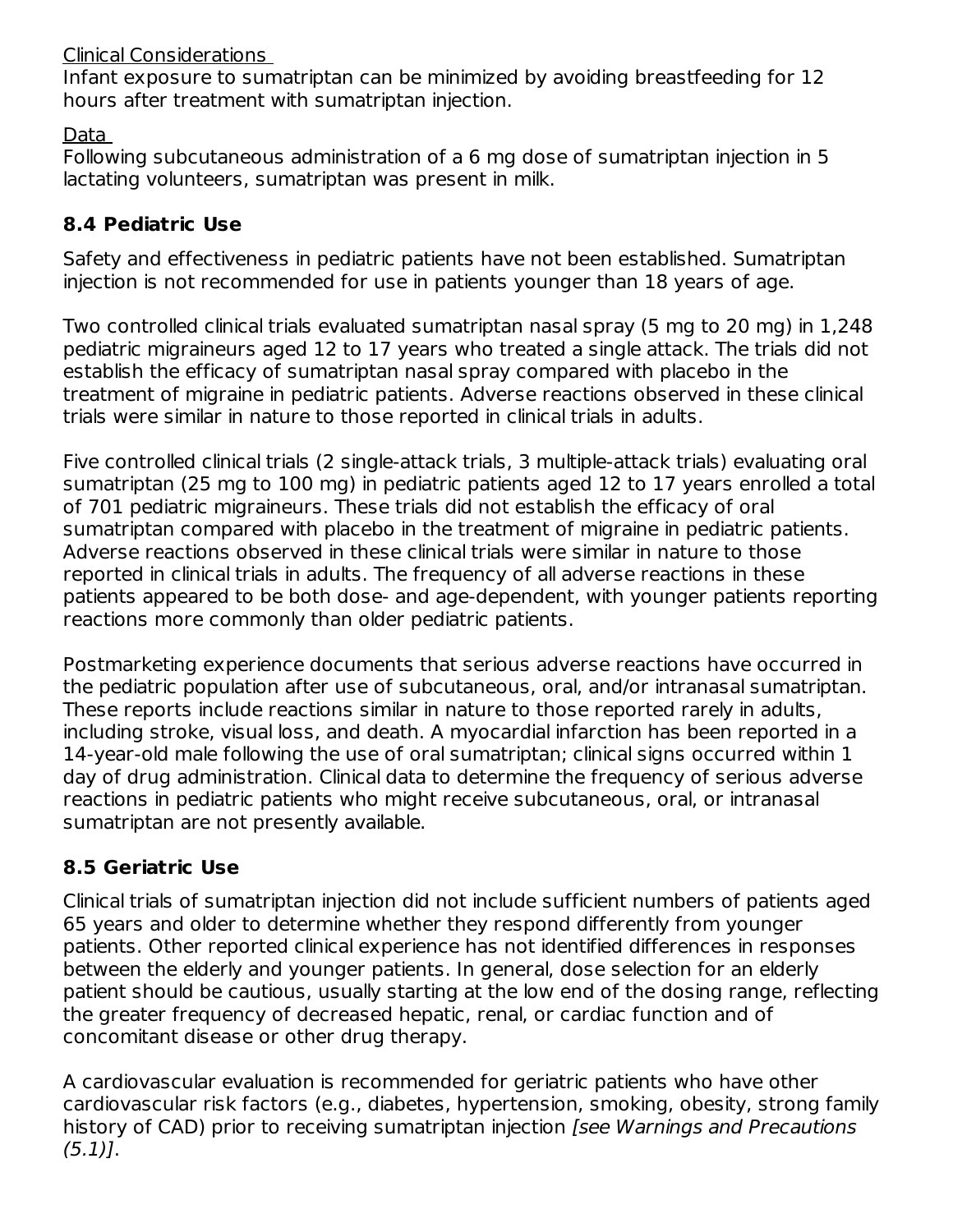Clinical Considerations

Infant exposure to sumatriptan can be minimized by avoiding breastfeeding for 12 hours after treatment with sumatriptan injection.

Data

Following subcutaneous administration of a 6 mg dose of sumatriptan injection in 5 lactating volunteers, sumatriptan was present in milk.

### 8.4 Pediatric Use

Safety and effectiveness in pediatric patients have not been established. Sumatriptan injection is not recommended for use in patients younger than 18 years of age.

Two controlled clinical trials evaluated sumatriptan nasal spray (5 mg to 20 mg) in 1,248 pediatric migraineurs aged 12 to 17 years who treated a single attack. The trials did not establish the efficacy of sumatriptan nasal spray compared with placebo in the treatment of migraine in pediatric patients. Adverse reactions observed in these clinical trials were similar in nature to those reported in clinical trials in adults.

Five controlled clinical trials (2 single-attack trials, 3 multiple-attack trials) evaluating oral sumatriptan (25 mg to 100 mg) in pediatric patients aged 12 to 17 years enrolled a total of 701 pediatric migraineurs. These trials did not establish the efficacy of oral sumatriptan compared with placebo in the treatment of migraine in pediatric patients. Adverse reactions observed in these clinical trials were similar in nature to those reported in clinical trials in adults. The frequency of all adverse reactions in these patients appeared to be both dose- and age-dependent, with younger patients reporting reactions more commonly than older pediatric patients.

Postmarketing experience documents that serious adverse reactions have occurred in the pediatric population after use of subcutaneous, oral, and/or intranasal sumatriptan. These reports include reactions similar in nature to those reported rarely in adults, including stroke, visual loss, and death. A myocardial infarction has been reported in a 14-year-old male following the use of oral sumatriptan; clinical signs occurred within 1 day of drug administration. Clinical data to determine the frequency of serious adverse reactions in pediatric patients who might receive subcutaneous, oral, or intranasal sumatriptan are not presently available.

### 8.5 Geriatric Use

Clinical trials of sumatriptan injection did not include sufficient numbers of patients aged 65 years and older to determine whether they respond differently from younger patients. Other reported clinical experience has not identified differences in responses between the elderly and younger patients. In general, dose selection for an elderly patient should be cautious, usually starting at the low end of the dosing range, reflecting the greater frequency of decreased hepatic, renal, or cardiac function and of concomitant disease or other drug therapy.

A cardiovascular evaluation is recommended for geriatric patients who have other cardiovascular risk factors (e.g., diabetes, hypertension, smoking, obesity, strong family history of CAD) prior to receiving sumatriptan injection *[see Warnings and Precautions (5.1)]*.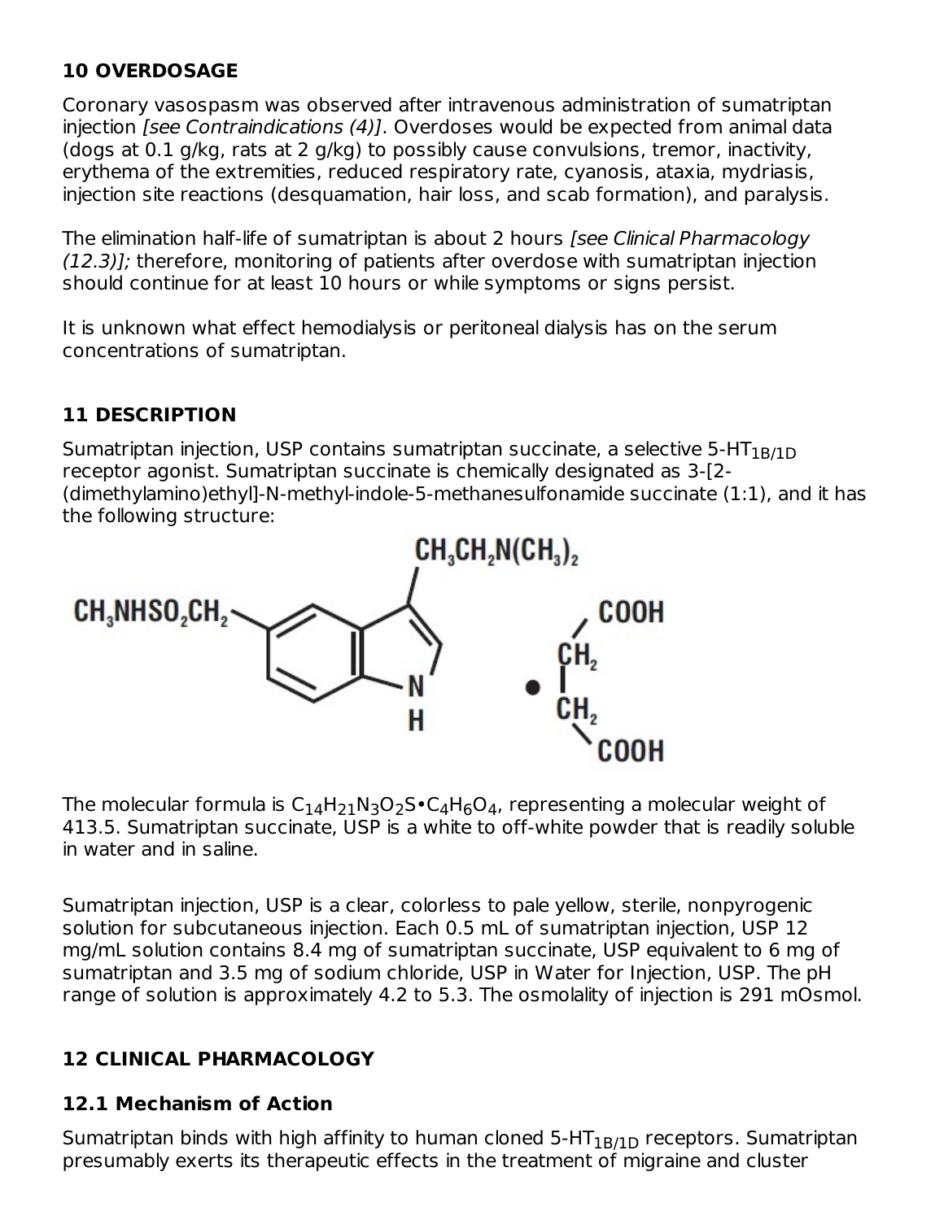## 10 OVERDOSAGE

Coronary vasospasm was observed after intravenous administration of sumatriptan injection *[see Contraindications (4)]*. Overdoses would be expected from animal data (dogs at 0.1 g/kg, rats at 2 g/kg) to possibly cause convulsions, tremor, inactivity, erythema of the extremities, reduced respiratory rate, cyanosis, ataxia, mydriasis, injection site reactions (desquamation, hair loss, and scab formation), and paralysis.

The elimination half-life of sumatriptan is about 2 hours *[see Clinical Pharmacology (12.3)]*; therefore, monitoring of patients after overdose with sumatriptan injection should continue for at least 10 hours or while symptoms or signs persist.

It is unknown what effect hemodialysis or peritoneal dialysis has on the serum concentrations of sumatriptan.

## 11 DESCRIPTION

Sumatriptan injection, USP contains sumatriptan succinate, a selective 5-$HT_{1B/1D}$ receptor agonist. Sumatriptan succinate is chemically designated as 3-[2-(dimethylamino)ethyl]-N-methyl-indole-5-methanesulfonamide succinate (1:1), and it has the following structure:

$CH_3NHSO_2CH_2$ – [indole ring with $CH_3CH_2N(CH_3)_2$ at position 3, NH] • $HOOC–CH_2–CH_2–COOH$

The molecular formula is $C_{14}H_{21}N_3O_2S \bullet C_4H_6O_4$, representing a molecular weight of 413.5. Sumatriptan succinate, USP is a white to off-white powder that is readily soluble in water and in saline.

Sumatriptan injection, USP is a clear, colorless to pale yellow, sterile, nonpyrogenic solution for subcutaneous injection. Each 0.5 mL of sumatriptan injection, USP 12 mg/mL solution contains 8.4 mg of sumatriptan succinate, USP equivalent to 6 mg of sumatriptan and 3.5 mg of sodium chloride, USP in Water for Injection, USP. The pH range of solution is approximately 4.2 to 5.3. The osmolality of injection is 291 mOsmol.

## 12 CLINICAL PHARMACOLOGY

### 12.1 Mechanism of Action

Sumatriptan binds with high affinity to human cloned 5-$HT_{1B/1D}$ receptors. Sumatriptan presumably exerts its therapeutic effects in the treatment of migraine and cluster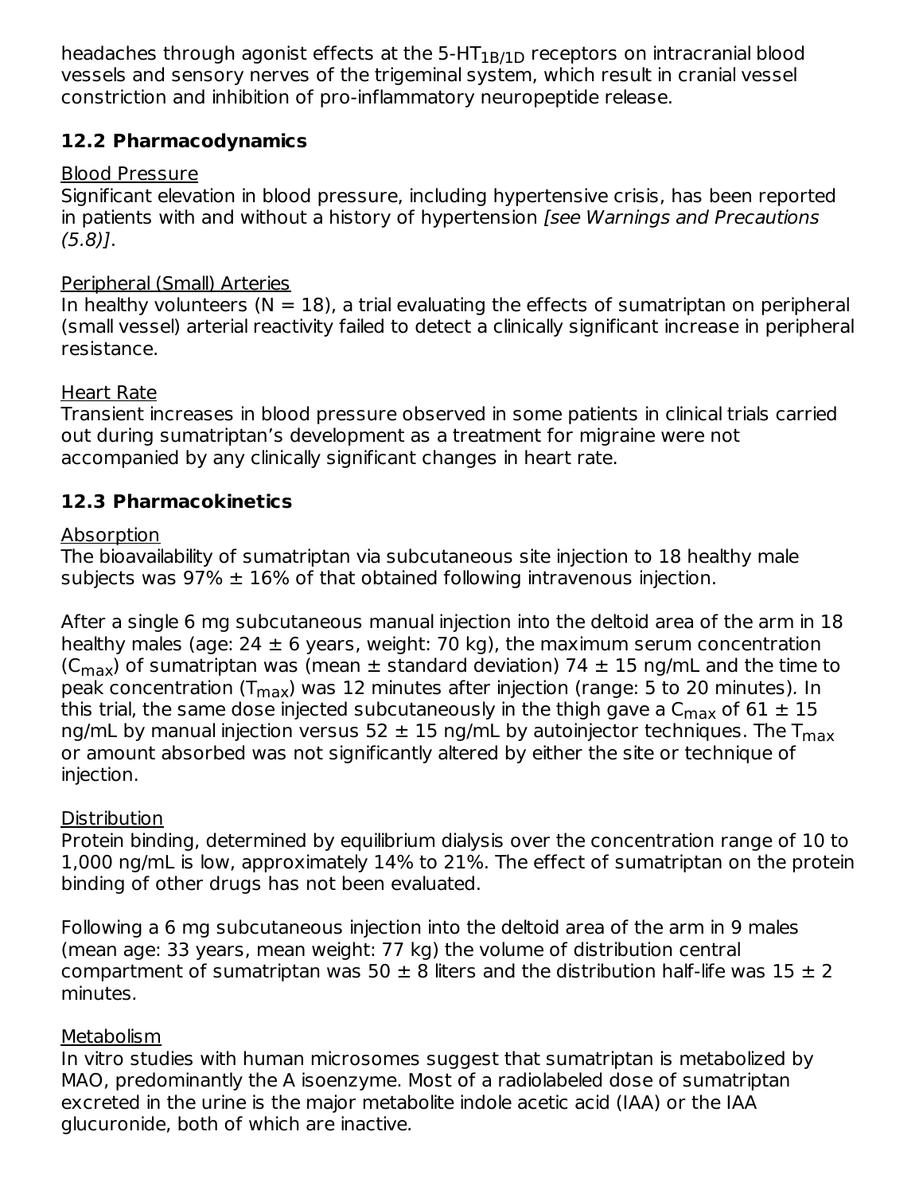headaches through agonist effects at the $5\text{-}HT_{1B/1D}$ receptors on intracranial blood vessels and sensory nerves of the trigeminal system, which result in cranial vessel constriction and inhibition of pro-inflammatory neuropeptide release.

### 12.2 Pharmacodynamics

Blood Pressure

Significant elevation in blood pressure, including hypertensive crisis, has been reported in patients with and without a history of hypertension *[see Warnings and Precautions (5.8)]*.

Peripheral (Small) Arteries

In healthy volunteers (N = 18), a trial evaluating the effects of sumatriptan on peripheral (small vessel) arterial reactivity failed to detect a clinically significant increase in peripheral resistance.

Heart Rate

Transient increases in blood pressure observed in some patients in clinical trials carried out during sumatriptan's development as a treatment for migraine were not accompanied by any clinically significant changes in heart rate.

### 12.3 Pharmacokinetics

Absorption

The bioavailability of sumatriptan via subcutaneous site injection to 18 healthy male subjects was 97% ± 16% of that obtained following intravenous injection.

After a single 6 mg subcutaneous manual injection into the deltoid area of the arm in 18 healthy males (age: 24 ± 6 years, weight: 70 kg), the maximum serum concentration ($C_{max}$) of sumatriptan was (mean ± standard deviation) 74 ± 15 ng/mL and the time to peak concentration ($T_{max}$) was 12 minutes after injection (range: 5 to 20 minutes). In this trial, the same dose injected subcutaneously in the thigh gave a $C_{max}$ of 61 ± 15 ng/mL by manual injection versus 52 ± 15 ng/mL by autoinjector techniques. The $T_{max}$ or amount absorbed was not significantly altered by either the site or technique of injection.

Distribution

Protein binding, determined by equilibrium dialysis over the concentration range of 10 to 1,000 ng/mL is low, approximately 14% to 21%. The effect of sumatriptan on the protein binding of other drugs has not been evaluated.

Following a 6 mg subcutaneous injection into the deltoid area of the arm in 9 males (mean age: 33 years, mean weight: 77 kg) the volume of distribution central compartment of sumatriptan was 50 ± 8 liters and the distribution half-life was 15 ± 2 minutes.

Metabolism

In vitro studies with human microsomes suggest that sumatriptan is metabolized by MAO, predominantly the A isoenzyme. Most of a radiolabeled dose of sumatriptan excreted in the urine is the major metabolite indole acetic acid (IAA) or the IAA glucuronide, both of which are inactive.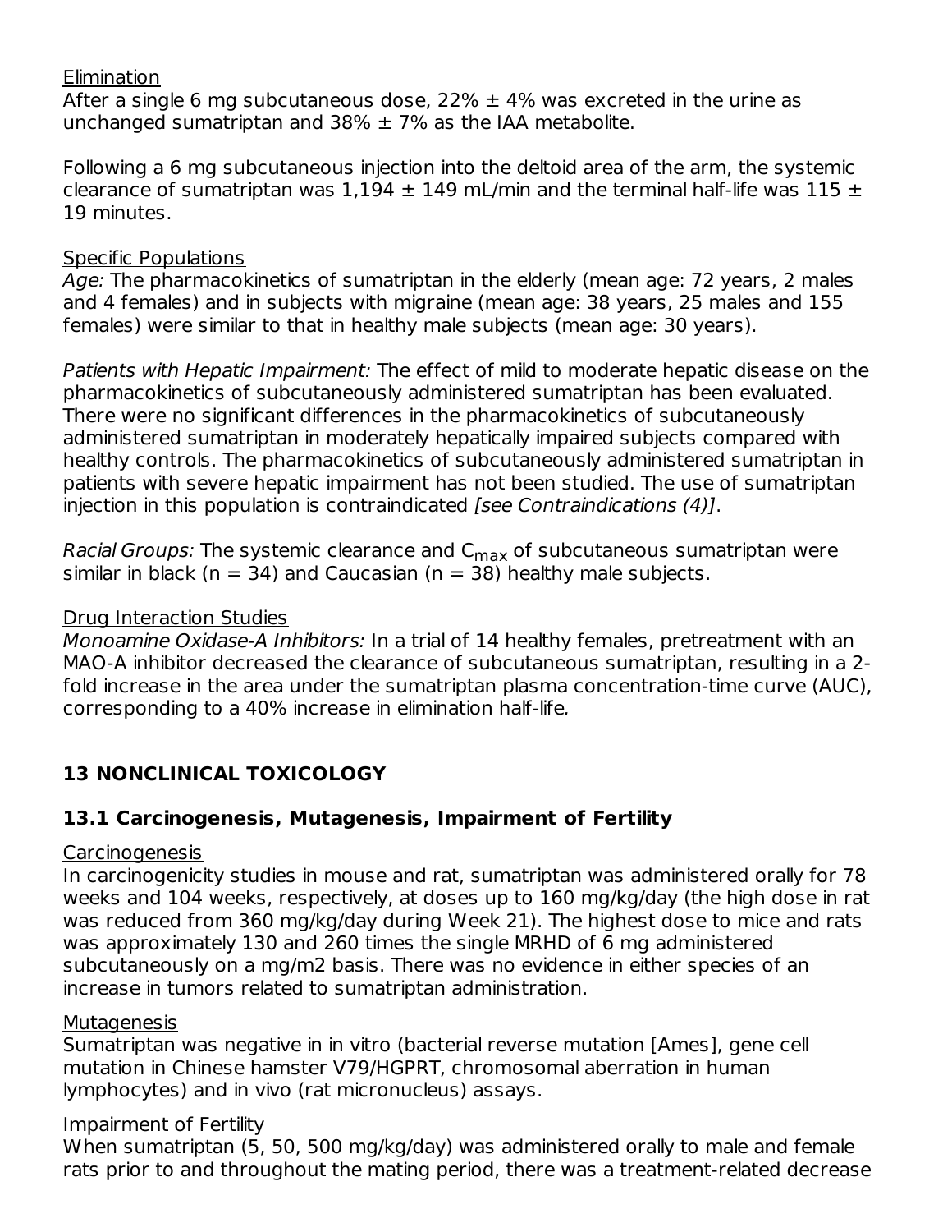Elimination

After a single 6 mg subcutaneous dose, 22% ± 4% was excreted in the urine as unchanged sumatriptan and 38% ± 7% as the IAA metabolite.

Following a 6 mg subcutaneous injection into the deltoid area of the arm, the systemic clearance of sumatriptan was 1,194 ± 149 mL/min and the terminal half-life was 115 ± 19 minutes.

Specific Populations

*Age:* The pharmacokinetics of sumatriptan in the elderly (mean age: 72 years, 2 males and 4 females) and in subjects with migraine (mean age: 38 years, 25 males and 155 females) were similar to that in healthy male subjects (mean age: 30 years).

*Patients with Hepatic Impairment:* The effect of mild to moderate hepatic disease on the pharmacokinetics of subcutaneously administered sumatriptan has been evaluated. There were no significant differences in the pharmacokinetics of subcutaneously administered sumatriptan in moderately hepatically impaired subjects compared with healthy controls. The pharmacokinetics of subcutaneously administered sumatriptan in patients with severe hepatic impairment has not been studied. The use of sumatriptan injection in this population is contraindicated *[see Contraindications (4)]*.

*Racial Groups:* The systemic clearance and $C_{max}$ of subcutaneous sumatriptan were similar in black (n = 34) and Caucasian (n = 38) healthy male subjects.

Drug Interaction Studies

*Monoamine Oxidase-A Inhibitors:* In a trial of 14 healthy females, pretreatment with an MAO-A inhibitor decreased the clearance of subcutaneous sumatriptan, resulting in a 2-fold increase in the area under the sumatriptan plasma concentration-time curve (AUC), corresponding to a 40% increase in elimination half-life.

## 13 NONCLINICAL TOXICOLOGY

### 13.1 Carcinogenesis, Mutagenesis, Impairment of Fertility

Carcinogenesis

In carcinogenicity studies in mouse and rat, sumatriptan was administered orally for 78 weeks and 104 weeks, respectively, at doses up to 160 mg/kg/day (the high dose in rat was reduced from 360 mg/kg/day during Week 21). The highest dose to mice and rats was approximately 130 and 260 times the single MRHD of 6 mg administered subcutaneously on a mg/m2 basis. There was no evidence in either species of an increase in tumors related to sumatriptan administration.

Mutagenesis

Sumatriptan was negative in in vitro (bacterial reverse mutation [Ames], gene cell mutation in Chinese hamster V79/HGPRT, chromosomal aberration in human lymphocytes) and in vivo (rat micronucleus) assays.

Impairment of Fertility

When sumatriptan (5, 50, 500 mg/kg/day) was administered orally to male and female rats prior to and throughout the mating period, there was a treatment-related decrease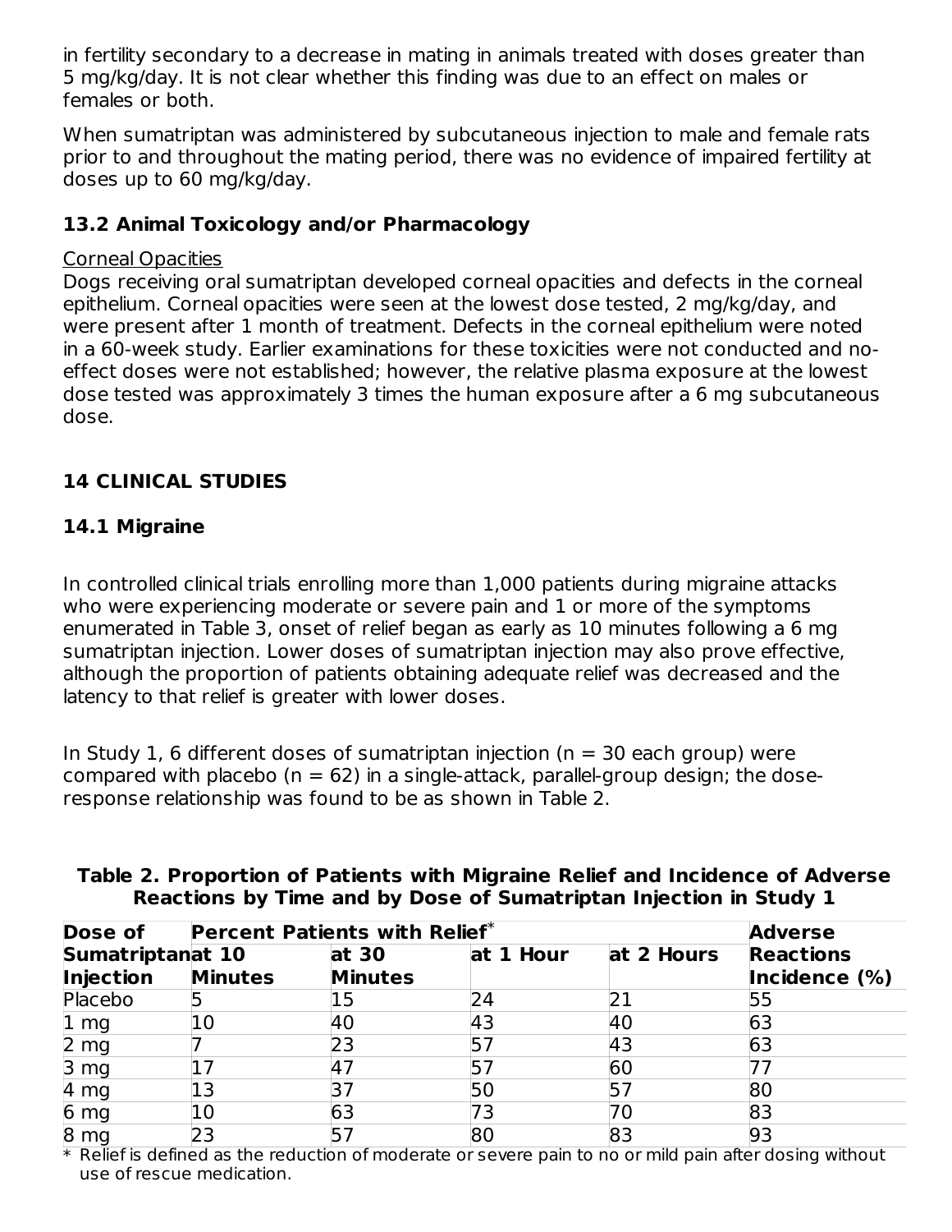in fertility secondary to a decrease in mating in animals treated with doses greater than 5 mg/kg/day. It is not clear whether this finding was due to an effect on males or females or both.

When sumatriptan was administered by subcutaneous injection to male and female rats prior to and throughout the mating period, there was no evidence of impaired fertility at doses up to 60 mg/kg/day.

### 13.2 Animal Toxicology and/or Pharmacology

Corneal Opacities

Dogs receiving oral sumatriptan developed corneal opacities and defects in the corneal epithelium. Corneal opacities were seen at the lowest dose tested, 2 mg/kg/day, and were present after 1 month of treatment. Defects in the corneal epithelium were noted in a 60-week study. Earlier examinations for these toxicities were not conducted and no-effect doses were not established; however, the relative plasma exposure at the lowest dose tested was approximately 3 times the human exposure after a 6 mg subcutaneous dose.

## 14 CLINICAL STUDIES

### 14.1 Migraine

In controlled clinical trials enrolling more than 1,000 patients during migraine attacks who were experiencing moderate or severe pain and 1 or more of the symptoms enumerated in Table 3, onset of relief began as early as 10 minutes following a 6 mg sumatriptan injection. Lower doses of sumatriptan injection may also prove effective, although the proportion of patients obtaining adequate relief was decreased and the latency to that relief is greater with lower doses.

In Study 1, 6 different doses of sumatriptan injection (n = 30 each group) were compared with placebo (n = 62) in a single-attack, parallel-group design; the dose-response relationship was found to be as shown in Table 2.

**Table 2. Proportion of Patients with Migraine Relief and Incidence of Adverse Reactions by Time and by Dose of Sumatriptan Injection in Study 1**

| Dose of Sumatriptan Injection | Percent Patients with Relief* | | | | Adverse Reactions Incidence (%) |
|---|---|---|---|---|---|
| | at 10 Minutes | at 30 Minutes | at 1 Hour | at 2 Hours | |
| Placebo | 5 | 15 | 24 | 21 | 55 |
| 1 mg | 10 | 40 | 43 | 40 | 63 |
| 2 mg | 7 | 23 | 57 | 43 | 63 |
| 3 mg | 17 | 47 | 57 | 60 | 77 |
| 4 mg | 13 | 37 | 50 | 57 | 80 |
| 6 mg | 10 | 63 | 73 | 70 | 83 |
| 8 mg | 23 | 57 | 80 | 83 | 93 |

\* Relief is defined as the reduction of moderate or severe pain to no or mild pain after dosing without use of rescue medication.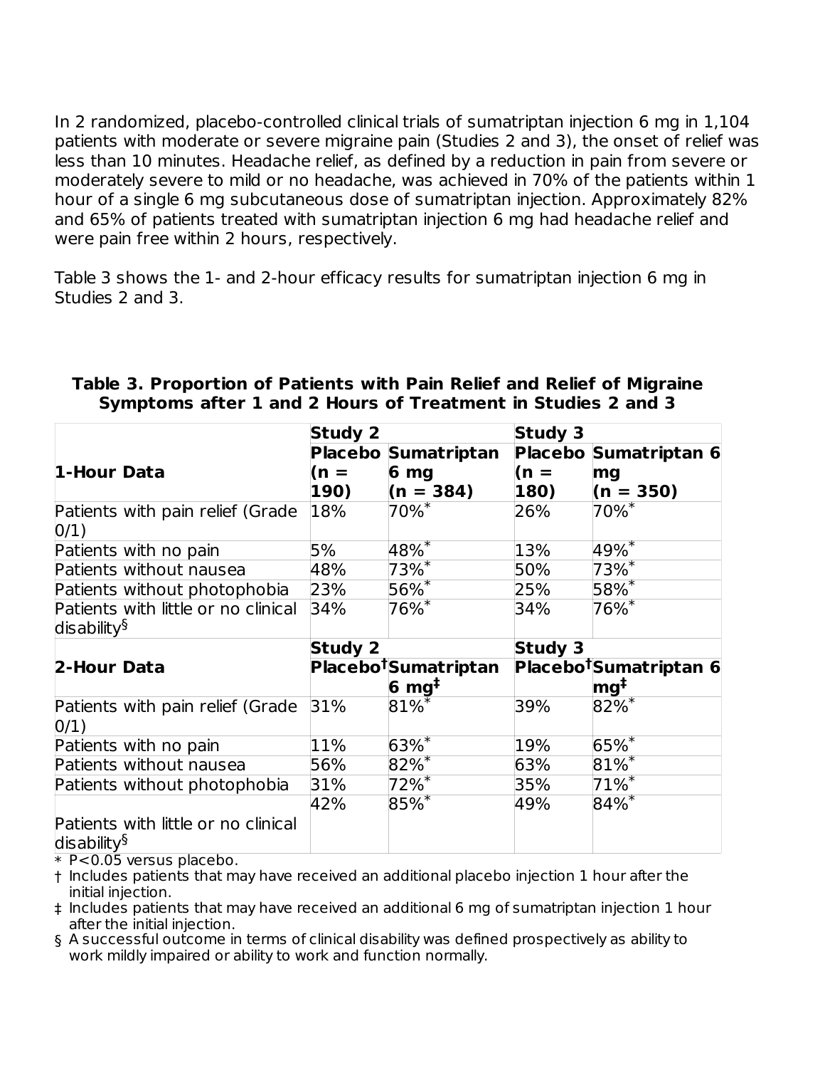In 2 randomized, placebo-controlled clinical trials of sumatriptan injection 6 mg in 1,104 patients with moderate or severe migraine pain (Studies 2 and 3), the onset of relief was less than 10 minutes. Headache relief, as defined by a reduction in pain from severe or moderately severe to mild or no headache, was achieved in 70% of the patients within 1 hour of a single 6 mg subcutaneous dose of sumatriptan injection. Approximately 82% and 65% of patients treated with sumatriptan injection 6 mg had headache relief and were pain free within 2 hours, respectively.

Table 3 shows the 1- and 2-hour efficacy results for sumatriptan injection 6 mg in Studies 2 and 3.

**Table 3. Proportion of Patients with Pain Relief and Relief of Migraine Symptoms after 1 and 2 Hours of Treatment in Studies 2 and 3**

| | **Study 2** | | **Study 3** | |
|---|---|---|---|---|
| **1-Hour Data** | **Placebo (n = 190)** | **Sumatriptan 6 mg (n = 384)** | **Placebo (n = 180)** | **Sumatriptan 6 mg (n = 350)** |
| Patients with pain relief (Grade 0/1) | 18% | 70%* | 26% | 70%* |
| Patients with no pain | 5% | 48%* | 13% | 49%* |
| Patients without nausea | 48% | 73%* | 50% | 73%* |
| Patients without photophobia | 23% | 56%* | 25% | 58%* |
| Patients with little or no clinical disability§ | 34% | 76%* | 34% | 76%* |
| | **Study 2** | | **Study 3** | |
| **2-Hour Data** | **Placebo†** | **Sumatriptan 6 mg‡** | **Placebo†** | **Sumatriptan 6 mg‡** |
| Patients with pain relief (Grade 0/1) | 31% | 81%* | 39% | 82%* |
| Patients with no pain | 11% | 63%* | 19% | 65%* |
| Patients without nausea | 56% | 82%* | 63% | 81%* |
| Patients without photophobia | 31% | 72%* | 35% | 71%* |
| Patients with little or no clinical disability§ | 42% | 85%* | 49% | 84%* |

\* P<0.05 versus placebo.

† Includes patients that may have received an additional placebo injection 1 hour after the initial injection.

‡ Includes patients that may have received an additional 6 mg of sumatriptan injection 1 hour after the initial injection.

§ A successful outcome in terms of clinical disability was defined prospectively as ability to work mildly impaired or ability to work and function normally.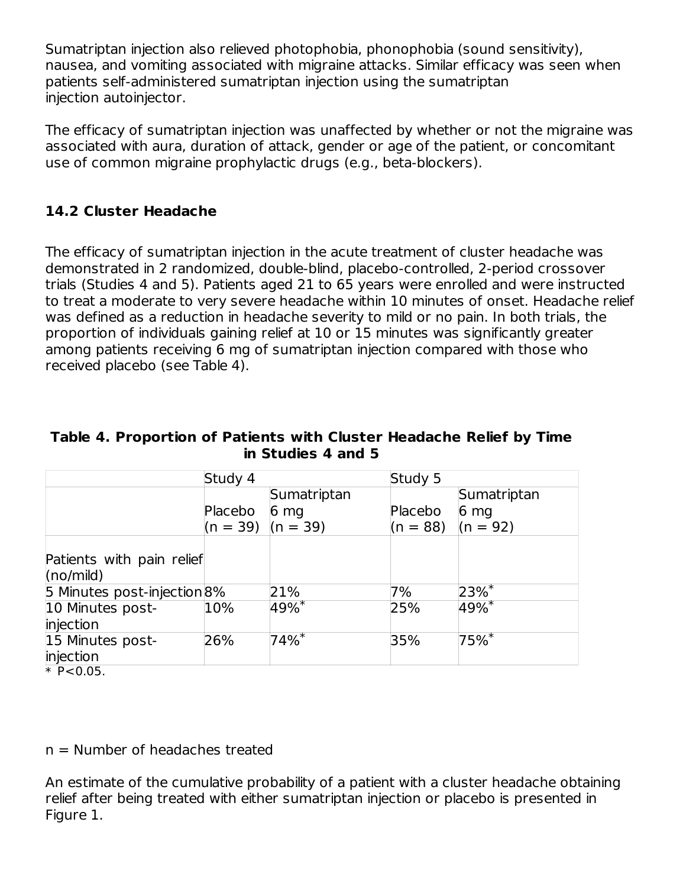Sumatriptan injection also relieved photophobia, phonophobia (sound sensitivity), nausea, and vomiting associated with migraine attacks. Similar efficacy was seen when patients self-administered sumatriptan injection using the sumatriptan injection autoinjector.

The efficacy of sumatriptan injection was unaffected by whether or not the migraine was associated with aura, duration of attack, gender or age of the patient, or concomitant use of common migraine prophylactic drugs (e.g., beta-blockers).

### 14.2 Cluster Headache

The efficacy of sumatriptan injection in the acute treatment of cluster headache was demonstrated in 2 randomized, double-blind, placebo-controlled, 2-period crossover trials (Studies 4 and 5). Patients aged 21 to 65 years were enrolled and were instructed to treat a moderate to very severe headache within 10 minutes of onset. Headache relief was defined as a reduction in headache severity to mild or no pain. In both trials, the proportion of individuals gaining relief at 10 or 15 minutes was significantly greater among patients receiving 6 mg of sumatriptan injection compared with those who received placebo (see Table 4).

**Table 4. Proportion of Patients with Cluster Headache Relief by Time in Studies 4 and 5**

| | Study 4 | | Study 5 | |
|---|---|---|---|---|
| | Placebo (n = 39) | Sumatriptan 6 mg (n = 39) | Placebo (n = 88) | Sumatriptan 6 mg (n = 92) |
| Patients with pain relief (no/mild) | | | | |
| 5 Minutes post-injection | 8% | 21% | 7% | 23%* |
| 10 Minutes post-injection | 10% | 49%* | 25% | 49%* |
| 15 Minutes post-injection | 26% | 74%* | 35% | 75%* |

\* $P<0.05$.

n = Number of headaches treated

An estimate of the cumulative probability of a patient with a cluster headache obtaining relief after being treated with either sumatriptan injection or placebo is presented in Figure 1.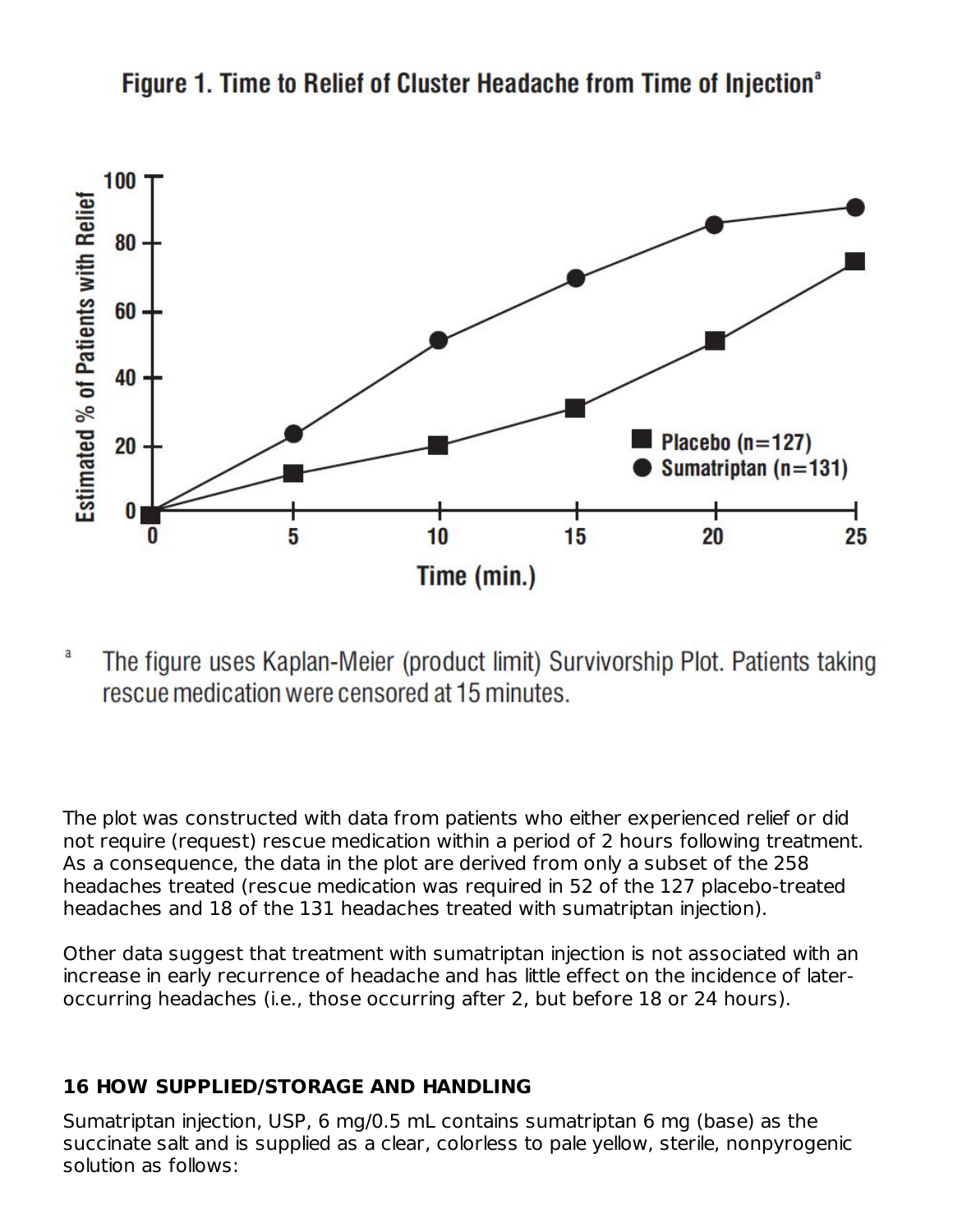**Figure 1. Time to Relief of Cluster Headache from Time of Injection**[a]

[a] The figure uses Kaplan-Meier (product limit) Survivorship Plot. Patients taking rescue medication were censored at 15 minutes.

The plot was constructed with data from patients who either experienced relief or did not require (request) rescue medication within a period of 2 hours following treatment. As a consequence, the data in the plot are derived from only a subset of the 258 headaches treated (rescue medication was required in 52 of the 127 placebo-treated headaches and 18 of the 131 headaches treated with sumatriptan injection).

Other data suggest that treatment with sumatriptan injection is not associated with an increase in early recurrence of headache and has little effect on the incidence of later-occurring headaches (i.e., those occurring after 2, but before 18 or 24 hours).

## 16 HOW SUPPLIED/STORAGE AND HANDLING

Sumatriptan injection, USP, 6 mg/0.5 mL contains sumatriptan 6 mg (base) as the succinate salt and is supplied as a clear, colorless to pale yellow, sterile, nonpyrogenic solution as follows: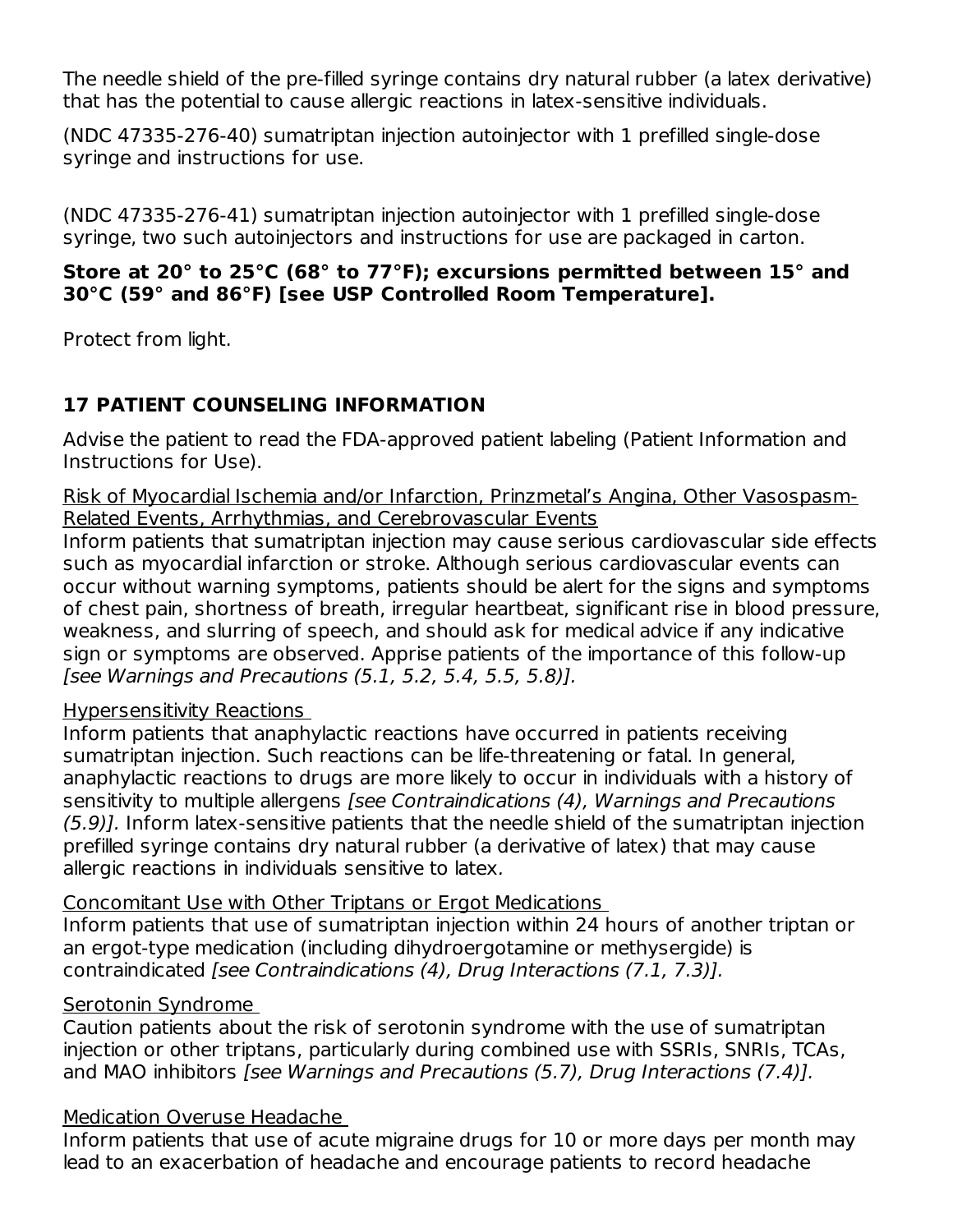The needle shield of the pre-filled syringe contains dry natural rubber (a latex derivative) that has the potential to cause allergic reactions in latex-sensitive individuals.

(NDC 47335-276-40) sumatriptan injection autoinjector with 1 prefilled single-dose syringe and instructions for use.

(NDC 47335-276-41) sumatriptan injection autoinjector with 1 prefilled single-dose syringe, two such autoinjectors and instructions for use are packaged in carton.

**Store at 20° to 25°C (68° to 77°F); excursions permitted between 15° and 30°C (59° and 86°F) [see USP Controlled Room Temperature].**

Protect from light.

## 17 PATIENT COUNSELING INFORMATION

Advise the patient to read the FDA-approved patient labeling (Patient Information and Instructions for Use).

Risk of Myocardial Ischemia and/or Infarction, Prinzmetal's Angina, Other Vasospasm-Related Events, Arrhythmias, and Cerebrovascular Events

Inform patients that sumatriptan injection may cause serious cardiovascular side effects such as myocardial infarction or stroke. Although serious cardiovascular events can occur without warning symptoms, patients should be alert for the signs and symptoms of chest pain, shortness of breath, irregular heartbeat, significant rise in blood pressure, weakness, and slurring of speech, and should ask for medical advice if any indicative sign or symptoms are observed. Apprise patients of the importance of this follow-up *[see Warnings and Precautions (5.1, 5.2, 5.4, 5.5, 5.8)].*

Hypersensitivity Reactions

Inform patients that anaphylactic reactions have occurred in patients receiving sumatriptan injection. Such reactions can be life-threatening or fatal. In general, anaphylactic reactions to drugs are more likely to occur in individuals with a history of sensitivity to multiple allergens *[see Contraindications (4), Warnings and Precautions (5.9)].* Inform latex-sensitive patients that the needle shield of the sumatriptan injection prefilled syringe contains dry natural rubber (a derivative of latex) that may cause allergic reactions in individuals sensitive to latex.

Concomitant Use with Other Triptans or Ergot Medications

Inform patients that use of sumatriptan injection within 24 hours of another triptan or an ergot-type medication (including dihydroergotamine or methysergide) is contraindicated *[see Contraindications (4), Drug Interactions (7.1, 7.3)].*

Serotonin Syndrome

Caution patients about the risk of serotonin syndrome with the use of sumatriptan injection or other triptans, particularly during combined use with SSRIs, SNRIs, TCAs, and MAO inhibitors *[see Warnings and Precautions (5.7), Drug Interactions (7.4)].*

Medication Overuse Headache

Inform patients that use of acute migraine drugs for 10 or more days per month may lead to an exacerbation of headache and encourage patients to record headache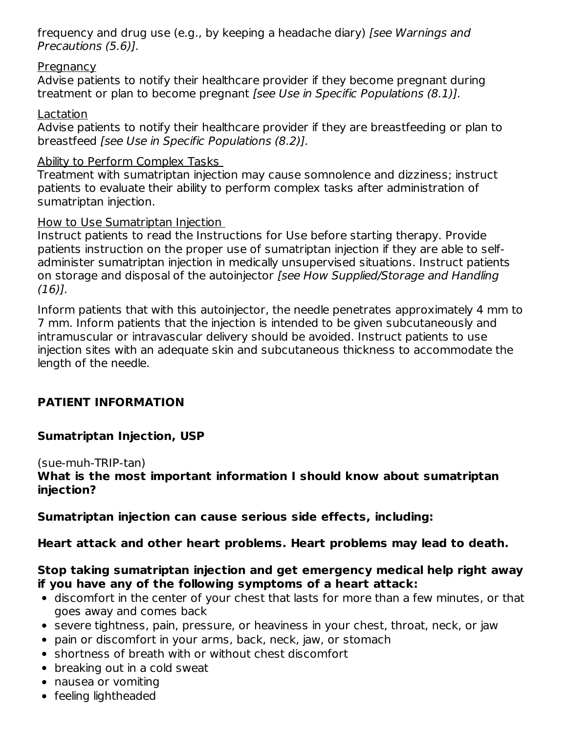frequency and drug use (e.g., by keeping a headache diary) *[see Warnings and Precautions (5.6)].*

Pregnancy
Advise patients to notify their healthcare provider if they become pregnant during treatment or plan to become pregnant *[see Use in Specific Populations (8.1)].*

Lactation
Advise patients to notify their healthcare provider if they are breastfeeding or plan to breastfeed *[see Use in Specific Populations (8.2)].*

Ability to Perform Complex Tasks
Treatment with sumatriptan injection may cause somnolence and dizziness; instruct patients to evaluate their ability to perform complex tasks after administration of sumatriptan injection.

How to Use Sumatriptan Injection
Instruct patients to read the Instructions for Use before starting therapy. Provide patients instruction on the proper use of sumatriptan injection if they are able to self-administer sumatriptan injection in medically unsupervised situations. Instruct patients on storage and disposal of the autoinjector *[see How Supplied/Storage and Handling (16)].*

Inform patients that with this autoinjector, the needle penetrates approximately 4 mm to 7 mm. Inform patients that the injection is intended to be given subcutaneously and intramuscular or intravascular delivery should be avoided. Instruct patients to use injection sites with an adequate skin and subcutaneous thickness to accommodate the length of the needle.

## PATIENT INFORMATION

**Sumatriptan Injection, USP**

(sue-muh-TRIP-tan)

**What is the most important information I should know about sumatriptan injection?**

**Sumatriptan injection can cause serious side effects, including:**

**Heart attack and other heart problems. Heart problems may lead to death.**

**Stop taking sumatriptan injection and get emergency medical help right away if you have any of the following symptoms of a heart attack:**

- discomfort in the center of your chest that lasts for more than a few minutes, or that goes away and comes back
- severe tightness, pain, pressure, or heaviness in your chest, throat, neck, or jaw
- pain or discomfort in your arms, back, neck, jaw, or stomach
- shortness of breath with or without chest discomfort
- breaking out in a cold sweat
- nausea or vomiting
- feeling lightheaded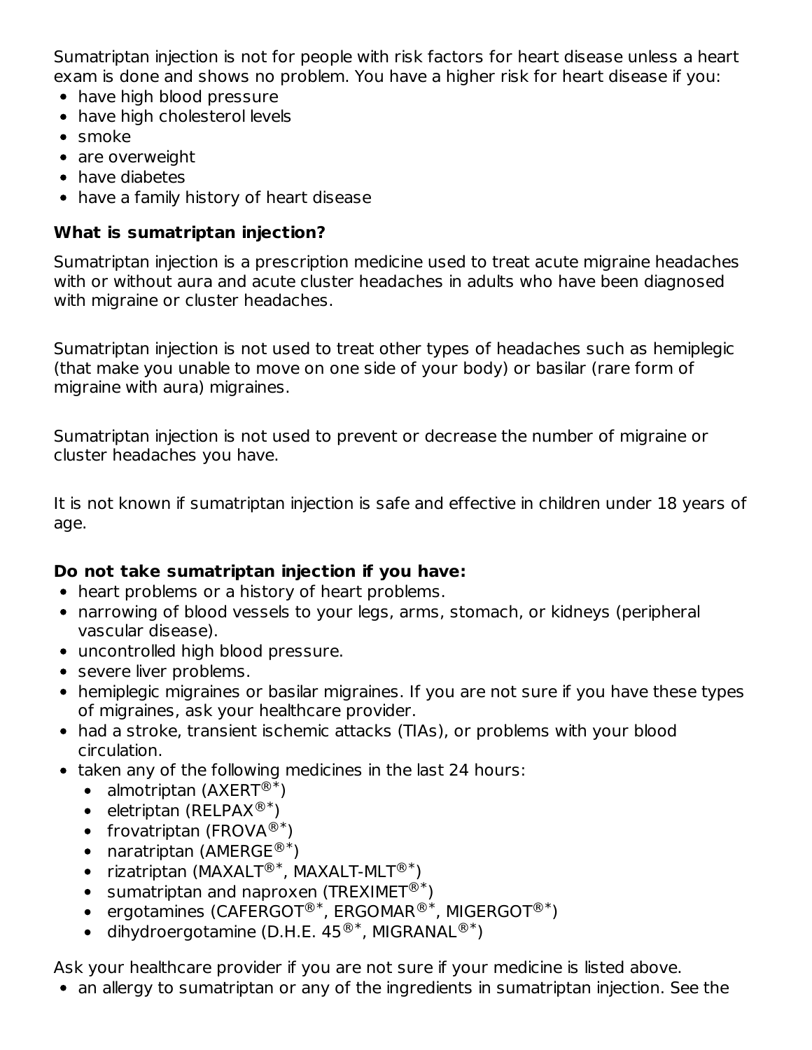Sumatriptan injection is not for people with risk factors for heart disease unless a heart exam is done and shows no problem. You have a higher risk for heart disease if you:

- have high blood pressure
- have high cholesterol levels
- smoke
- are overweight
- have diabetes
- have a family history of heart disease

**What is sumatriptan injection?**

Sumatriptan injection is a prescription medicine used to treat acute migraine headaches with or without aura and acute cluster headaches in adults who have been diagnosed with migraine or cluster headaches.

Sumatriptan injection is not used to treat other types of headaches such as hemiplegic (that make you unable to move on one side of your body) or basilar (rare form of migraine with aura) migraines.

Sumatriptan injection is not used to prevent or decrease the number of migraine or cluster headaches you have.

It is not known if sumatriptan injection is safe and effective in children under 18 years of age.

**Do not take sumatriptan injection if you have:**

- heart problems or a history of heart problems.
- narrowing of blood vessels to your legs, arms, stomach, or kidneys (peripheral vascular disease).
- uncontrolled high blood pressure.
- severe liver problems.
- hemiplegic migraines or basilar migraines. If you are not sure if you have these types of migraines, ask your healthcare provider.
- had a stroke, transient ischemic attacks (TIAs), or problems with your blood circulation.
- taken any of the following medicines in the last 24 hours:
  - almotriptan (AXERT®*)
  - eletriptan (RELPAX®*)
  - frovatriptan (FROVA®*)
  - naratriptan (AMERGE®*)
  - rizatriptan (MAXALT®*, MAXALT-MLT®*)
  - sumatriptan and naproxen (TREXIMET®*)
  - ergotamines (CAFERGOT®*, ERGOMAR®*, MIGERGOT®*)
  - dihydroergotamine (D.H.E. 45®*, MIGRANAL®*)

Ask your healthcare provider if you are not sure if your medicine is listed above.

- an allergy to sumatriptan or any of the ingredients in sumatriptan injection. See the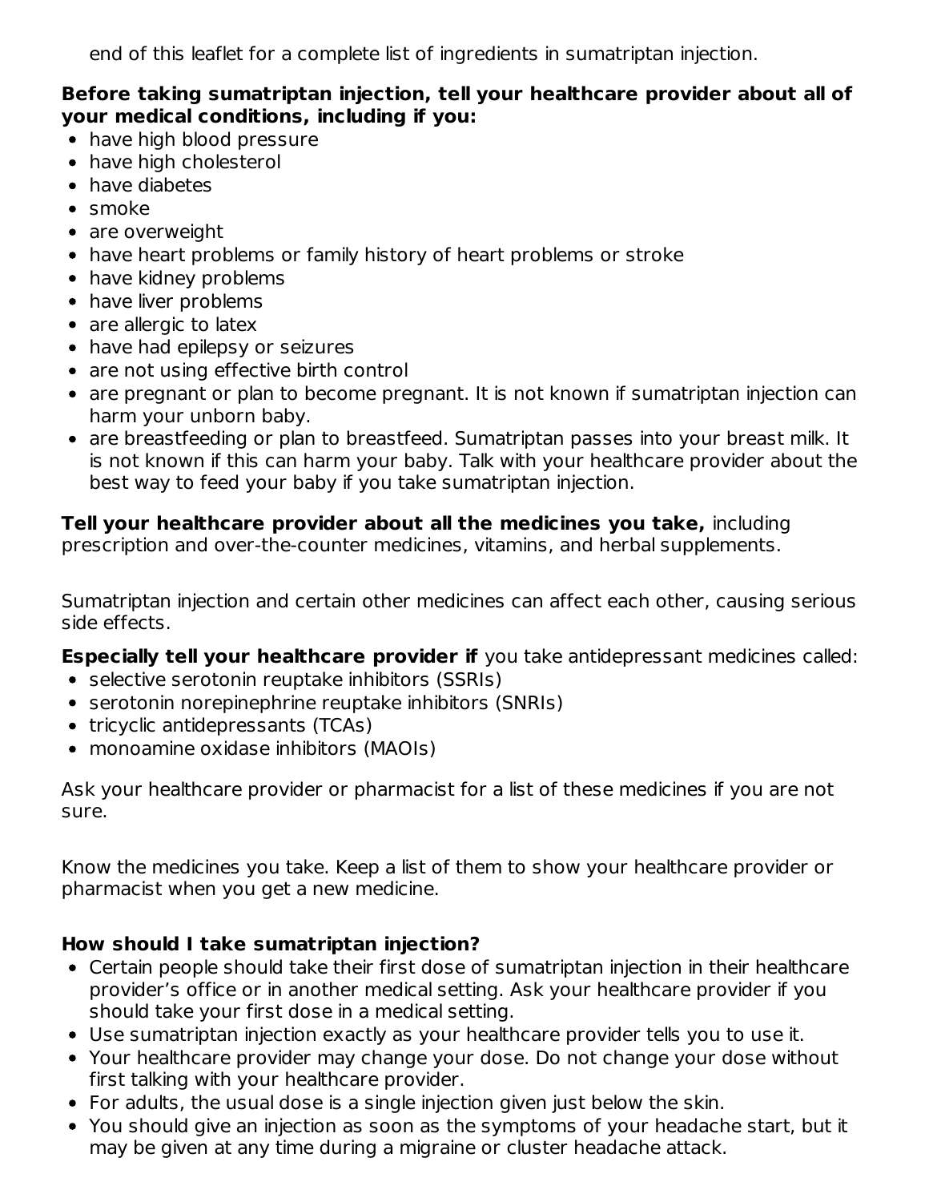end of this leaflet for a complete list of ingredients in sumatriptan injection.

**Before taking sumatriptan injection, tell your healthcare provider about all of your medical conditions, including if you:**

- have high blood pressure
- have high cholesterol
- have diabetes
- smoke
- are overweight
- have heart problems or family history of heart problems or stroke
- have kidney problems
- have liver problems
- are allergic to latex
- have had epilepsy or seizures
- are not using effective birth control
- are pregnant or plan to become pregnant. It is not known if sumatriptan injection can harm your unborn baby.
- are breastfeeding or plan to breastfeed. Sumatriptan passes into your breast milk. It is not known if this can harm your baby. Talk with your healthcare provider about the best way to feed your baby if you take sumatriptan injection.

**Tell your healthcare provider about all the medicines you take,** including prescription and over-the-counter medicines, vitamins, and herbal supplements.

Sumatriptan injection and certain other medicines can affect each other, causing serious side effects.

**Especially tell your healthcare provider if** you take antidepressant medicines called:

- selective serotonin reuptake inhibitors (SSRIs)
- serotonin norepinephrine reuptake inhibitors (SNRIs)
- tricyclic antidepressants (TCAs)
- monoamine oxidase inhibitors (MAOIs)

Ask your healthcare provider or pharmacist for a list of these medicines if you are not sure.

Know the medicines you take. Keep a list of them to show your healthcare provider or pharmacist when you get a new medicine.

**How should I take sumatriptan injection?**

- Certain people should take their first dose of sumatriptan injection in their healthcare provider's office or in another medical setting. Ask your healthcare provider if you should take your first dose in a medical setting.
- Use sumatriptan injection exactly as your healthcare provider tells you to use it.
- Your healthcare provider may change your dose. Do not change your dose without first talking with your healthcare provider.
- For adults, the usual dose is a single injection given just below the skin.
- You should give an injection as soon as the symptoms of your headache start, but it may be given at any time during a migraine or cluster headache attack.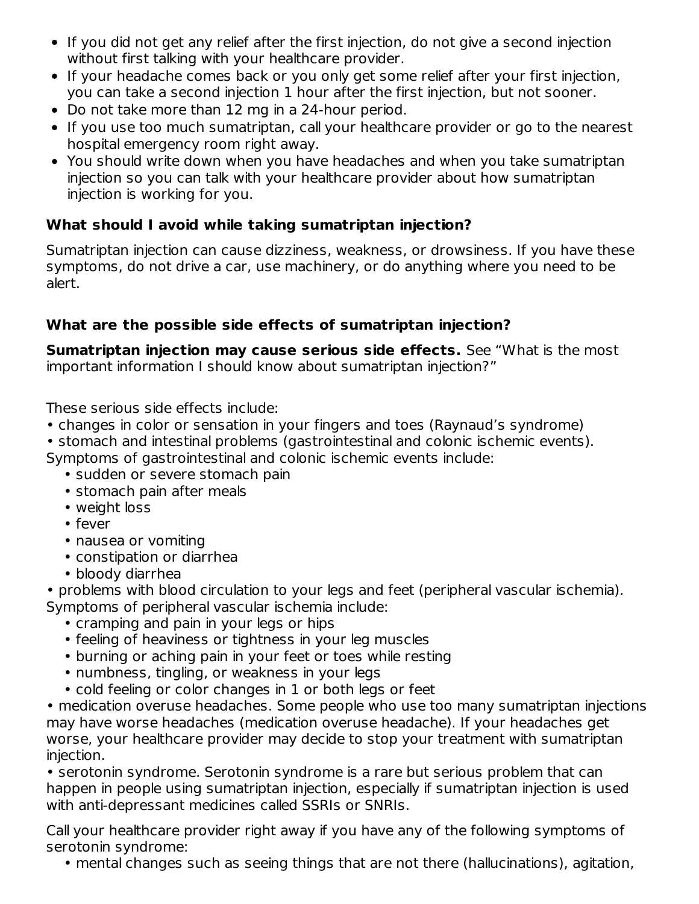- If you did not get any relief after the first injection, do not give a second injection without first talking with your healthcare provider.
- If your headache comes back or you only get some relief after your first injection, you can take a second injection 1 hour after the first injection, but not sooner.
- Do not take more than 12 mg in a 24-hour period.
- If you use too much sumatriptan, call your healthcare provider or go to the nearest hospital emergency room right away.
- You should write down when you have headaches and when you take sumatriptan injection so you can talk with your healthcare provider about how sumatriptan injection is working for you.

**What should I avoid while taking sumatriptan injection?**

Sumatriptan injection can cause dizziness, weakness, or drowsiness. If you have these symptoms, do not drive a car, use machinery, or do anything where you need to be alert.

**What are the possible side effects of sumatriptan injection?**

**Sumatriptan injection may cause serious side effects.** See "What is the most important information I should know about sumatriptan injection?"

These serious side effects include:

- changes in color or sensation in your fingers and toes (Raynaud's syndrome)
- stomach and intestinal problems (gastrointestinal and colonic ischemic events). Symptoms of gastrointestinal and colonic ischemic events include:
  - sudden or severe stomach pain
  - stomach pain after meals
  - weight loss
  - fever
  - nausea or vomiting
  - constipation or diarrhea
  - bloody diarrhea
- problems with blood circulation to your legs and feet (peripheral vascular ischemia). Symptoms of peripheral vascular ischemia include:
  - cramping and pain in your legs or hips
  - feeling of heaviness or tightness in your leg muscles
  - burning or aching pain in your feet or toes while resting
  - numbness, tingling, or weakness in your legs
  - cold feeling or color changes in 1 or both legs or feet
- medication overuse headaches. Some people who use too many sumatriptan injections may have worse headaches (medication overuse headache). If your headaches get worse, your healthcare provider may decide to stop your treatment with sumatriptan injection.
- serotonin syndrome. Serotonin syndrome is a rare but serious problem that can happen in people using sumatriptan injection, especially if sumatriptan injection is used with anti-depressant medicines called SSRIs or SNRIs.

Call your healthcare provider right away if you have any of the following symptoms of serotonin syndrome:

- mental changes such as seeing things that are not there (hallucinations), agitation,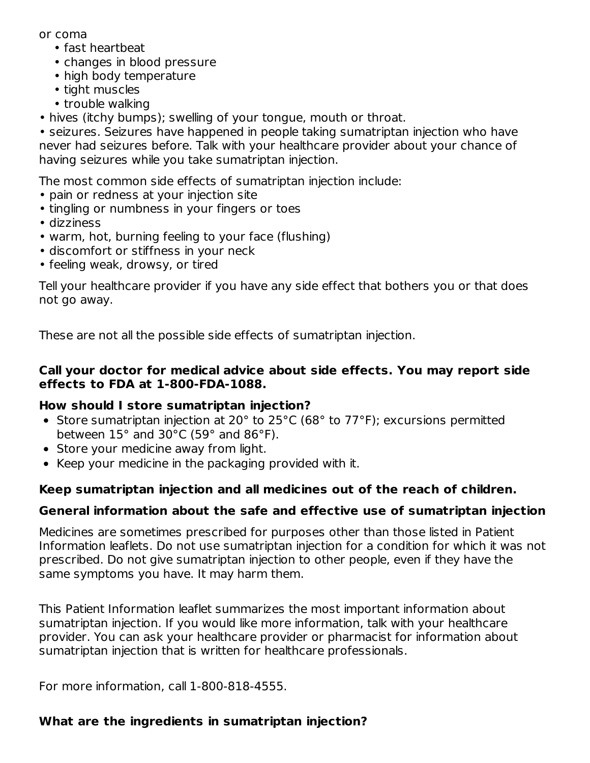or coma

- fast heartbeat
- changes in blood pressure
- high body temperature
- tight muscles
- trouble walking

- hives (itchy bumps); swelling of your tongue, mouth or throat.
- seizures. Seizures have happened in people taking sumatriptan injection who have never had seizures before. Talk with your healthcare provider about your chance of having seizures while you take sumatriptan injection.

The most common side effects of sumatriptan injection include:

- pain or redness at your injection site
- tingling or numbness in your fingers or toes
- dizziness
- warm, hot, burning feeling to your face (flushing)
- discomfort or stiffness in your neck
- feeling weak, drowsy, or tired

Tell your healthcare provider if you have any side effect that bothers you or that does not go away.

These are not all the possible side effects of sumatriptan injection.

**Call your doctor for medical advice about side effects. You may report side effects to FDA at 1-800-FDA-1088.**

**How should I store sumatriptan injection?**

- Store sumatriptan injection at 20° to 25°C (68° to 77°F); excursions permitted between 15° and 30°C (59° and 86°F).
- Store your medicine away from light.
- Keep your medicine in the packaging provided with it.

**Keep sumatriptan injection and all medicines out of the reach of children.**

**General information about the safe and effective use of sumatriptan injection**

Medicines are sometimes prescribed for purposes other than those listed in Patient Information leaflets. Do not use sumatriptan injection for a condition for which it was not prescribed. Do not give sumatriptan injection to other people, even if they have the same symptoms you have. It may harm them.

This Patient Information leaflet summarizes the most important information about sumatriptan injection. If you would like more information, talk with your healthcare provider. You can ask your healthcare provider or pharmacist for information about sumatriptan injection that is written for healthcare professionals.

For more information, call 1-800-818-4555.

**What are the ingredients in sumatriptan injection?**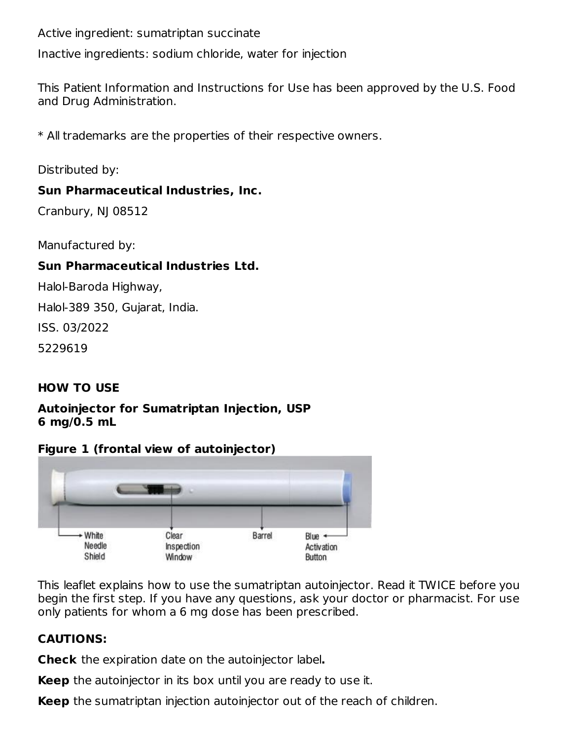Active ingredient: sumatriptan succinate

Inactive ingredients: sodium chloride, water for injection

This Patient Information and Instructions for Use has been approved by the U.S. Food and Drug Administration.

* All trademarks are the properties of their respective owners.

Distributed by:

**Sun Pharmaceutical Industries, Inc.**

Cranbury, NJ 08512

Manufactured by:

**Sun Pharmaceutical Industries Ltd.**

Halol-Baroda Highway,

Halol-389 350, Gujarat, India.

ISS. 03/2022

5229619

**HOW TO USE**

**Autoinjector for Sumatriptan Injection, USP**
**6 mg/0.5 mL**

**Figure 1 (frontal view of autoinjector)**

White Needle Shield

Clear Inspection Window

Barrel

Blue Activation Button

This leaflet explains how to use the sumatriptan autoinjector. Read it TWICE before you begin the first step. If you have any questions, ask your doctor or pharmacist. For use only patients for whom a 6 mg dose has been prescribed.

**CAUTIONS:**

**Check** the expiration date on the autoinjector label**.**

**Keep** the autoinjector in its box until you are ready to use it.

**Keep** the sumatriptan injection autoinjector out of the reach of children.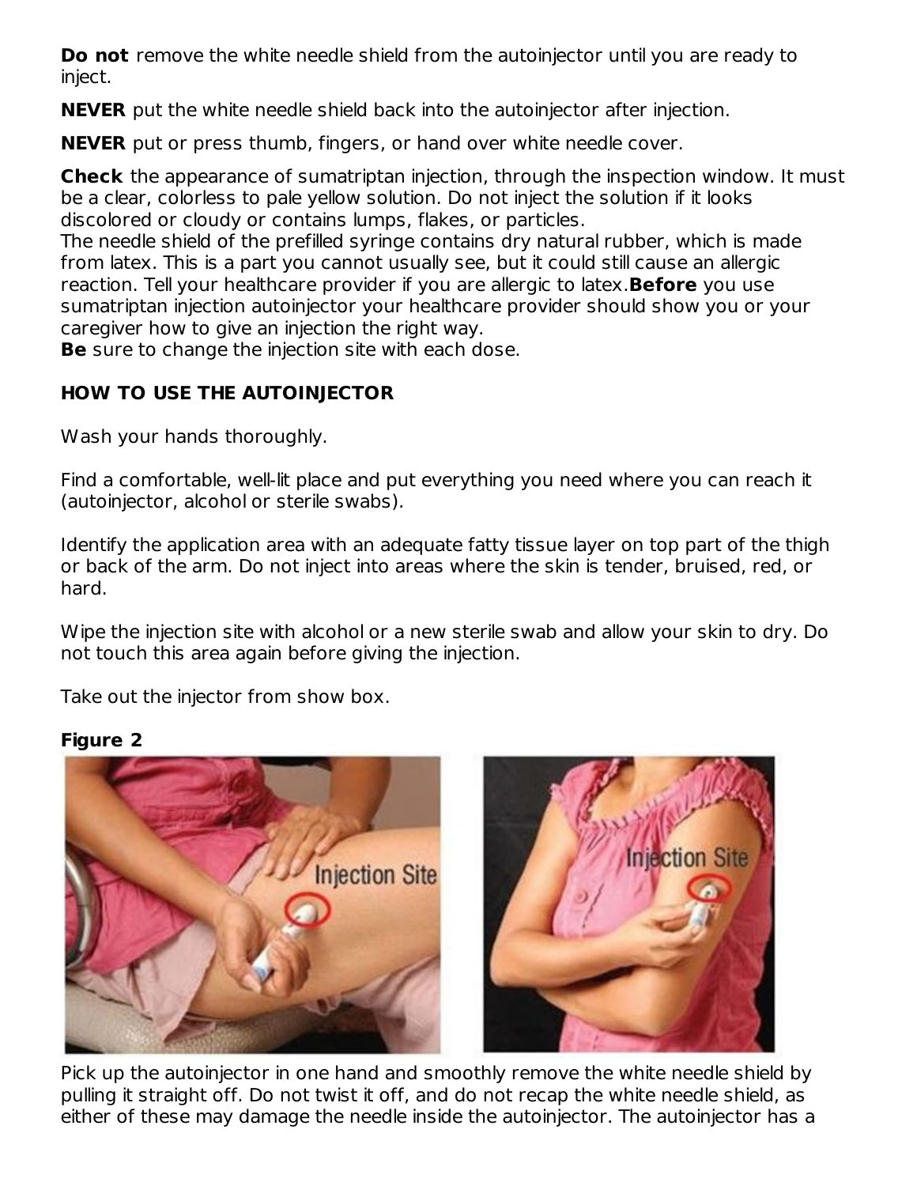**Do not** remove the white needle shield from the autoinjector until you are ready to inject.

**NEVER** put the white needle shield back into the autoinjector after injection.

**NEVER** put or press thumb, fingers, or hand over white needle cover.

**Check** the appearance of sumatriptan injection, through the inspection window. It must be a clear, colorless to pale yellow solution. Do not inject the solution if it looks discolored or cloudy or contains lumps, flakes, or particles.
The needle shield of the prefilled syringe contains dry natural rubber, which is made from latex. This is a part you cannot usually see, but it could still cause an allergic reaction. Tell your healthcare provider if you are allergic to latex.**Before** you use sumatriptan injection autoinjector your healthcare provider should show you or your caregiver how to give an injection the right way.
**Be** sure to change the injection site with each dose.

**HOW TO USE THE AUTOINJECTOR**

Wash your hands thoroughly.

Find a comfortable, well-lit place and put everything you need where you can reach it (autoinjector, alcohol or sterile swabs).

Identify the application area with an adequate fatty tissue layer on top part of the thigh or back of the arm. Do not inject into areas where the skin is tender, bruised, red, or hard.

Wipe the injection site with alcohol or a new sterile swab and allow your skin to dry. Do not touch this area again before giving the injection.

Take out the injector from show box.

**Figure 2**

Pick up the autoinjector in one hand and smoothly remove the white needle shield by pulling it straight off. Do not twist it off, and do not recap the white needle shield, as either of these may damage the needle inside the autoinjector. The autoinjector has a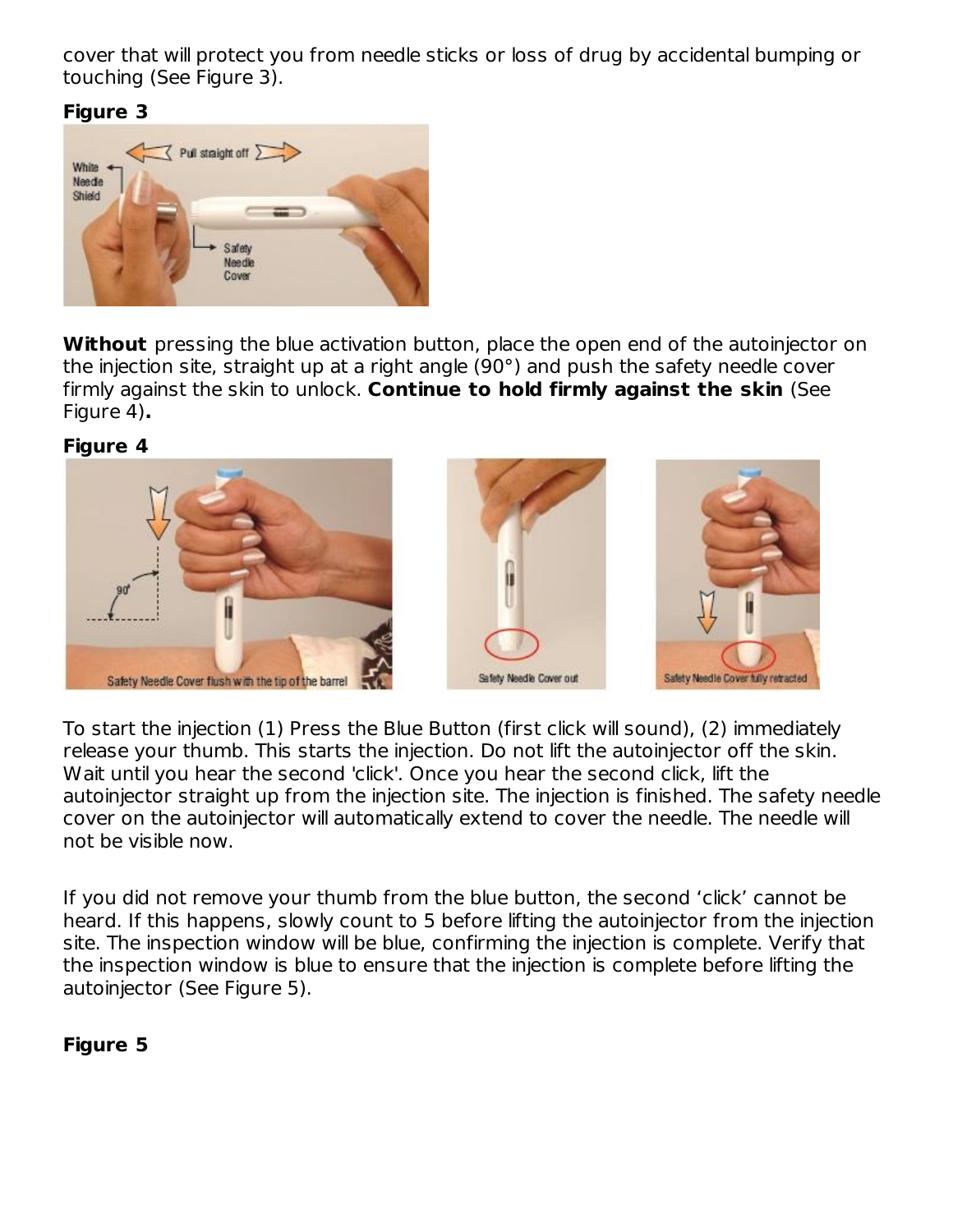cover that will protect you from needle sticks or loss of drug by accidental bumping or touching (See Figure 3).

**Figure 3**

**Without** pressing the blue activation button, place the open end of the autoinjector on the injection site, straight up at a right angle (90°) and push the safety needle cover firmly against the skin to unlock. **Continue to hold firmly against the skin** (See Figure 4)**.**

**Figure 4**

To start the injection (1) Press the Blue Button (first click will sound), (2) immediately release your thumb. This starts the injection. Do not lift the autoinjector off the skin. Wait until you hear the second 'click'. Once you hear the second click, lift the autoinjector straight up from the injection site. The injection is finished. The safety needle cover on the autoinjector will automatically extend to cover the needle. The needle will not be visible now.

If you did not remove your thumb from the blue button, the second 'click' cannot be heard. If this happens, slowly count to 5 before lifting the autoinjector from the injection site. The inspection window will be blue, confirming the injection is complete. Verify that the inspection window is blue to ensure that the injection is complete before lifting the autoinjector (See Figure 5).

**Figure 5**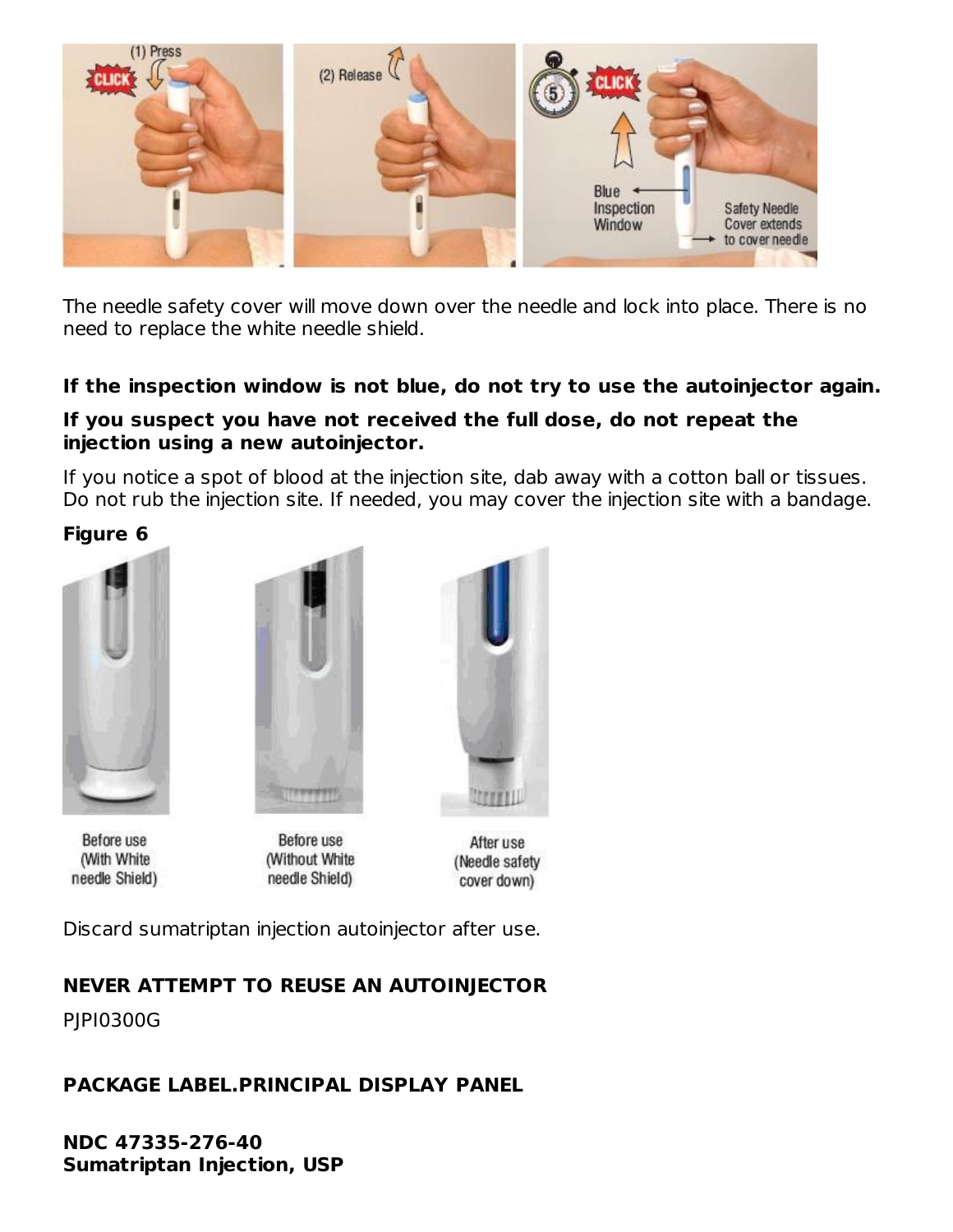The needle safety cover will move down over the needle and lock into place. There is no need to replace the white needle shield.

**If the inspection window is not blue, do not try to use the autoinjector again.**

**If you suspect you have not received the full dose, do not repeat the injection using a new autoinjector.**

If you notice a spot of blood at the injection site, dab away with a cotton ball or tissues. Do not rub the injection site. If needed, you may cover the injection site with a bandage.

**Figure 6**

Before use (With White needle Shield) | Before use (Without White needle Shield) | After use (Needle safety cover down)

Discard sumatriptan injection autoinjector after use.

**NEVER ATTEMPT TO REUSE AN AUTOINJECTOR**

PJPI0300G

**PACKAGE LABEL.PRINCIPAL DISPLAY PANEL**

**NDC 47335-276-40**
**Sumatriptan Injection, USP**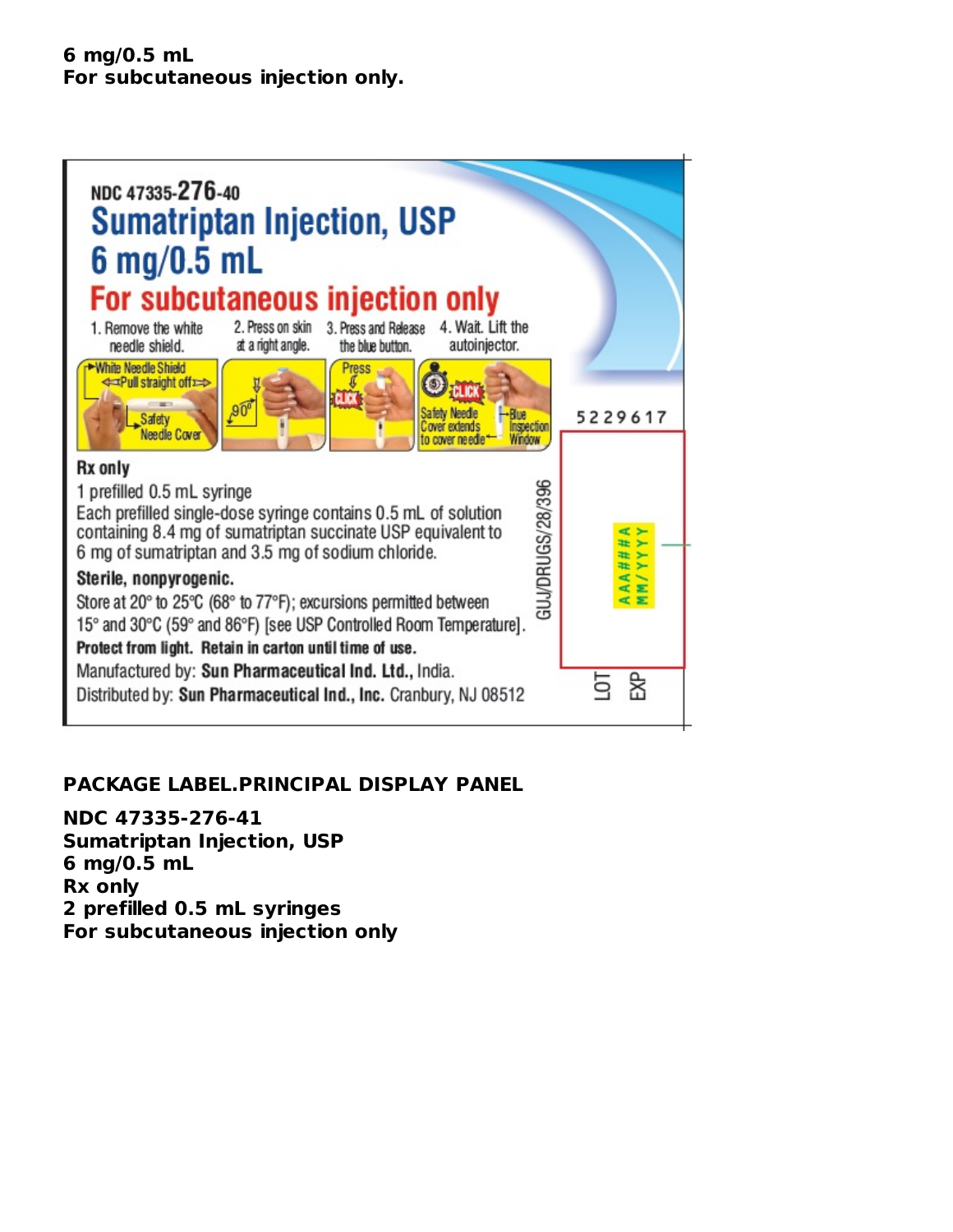**6 mg/0.5 mL**
**For subcutaneous injection only.**

NDC 47335-276-40
Sumatriptan Injection, USP
6 mg/0.5 mL
For subcutaneous injection only

1. Remove the white needle shield.
2. Press on skin at a right angle.
3. Press and Release the blue button.
4. Wait. Lift the autoinjector.

White Needle Shield
Pull straight off
Safety Needle Cover
90°
Press
CLICK
CLICK
Safety Needle Cover extends to cover needle
Blue Inspection Window

**Rx only**
1 prefilled 0.5 mL syringe
Each prefilled single-dose syringe contains 0.5 mL of solution containing 8.4 mg of sumatriptan succinate USP equivalent to 6 mg of sumatriptan and 3.5 mg of sodium chloride.
**Sterile, nonpyrogenic.**
Store at 20° to 25°C (68° to 77°F); excursions permitted between 15° and 30°C (59° and 86°F) [see USP Controlled Room Temperature].
**Protect from light. Retain in carton until time of use.**
Manufactured by: **Sun Pharmaceutical Ind. Ltd.,** India.
Distributed by: **Sun Pharmaceutical Ind., Inc.** Cranbury, NJ 08512

GUJ/DRUGS/28/396

5229617

LOT AAA###A
EXP MM/YYYY

## PACKAGE LABEL.PRINCIPAL DISPLAY PANEL

**NDC 47335-276-41**
**Sumatriptan Injection, USP**
**6 mg/0.5 mL**
**Rx only**
**2 prefilled 0.5 mL syringes**
**For subcutaneous injection only**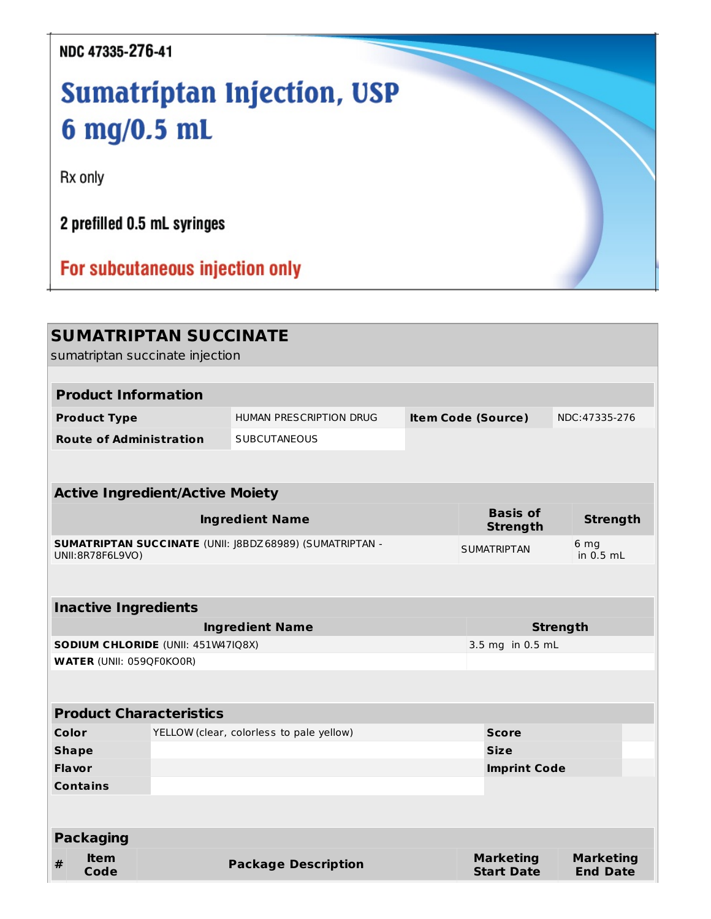NDC 47335-276-41

# Sumatriptan Injection, USP 6 mg/0.5 mL

Rx only

2 prefilled 0.5 mL syringes

For subcutaneous injection only

## SUMATRIPTAN SUCCINATE

sumatriptan succinate injection

| Product Information | | | |
|---|---|---|---|
| **Product Type** | HUMAN PRESCRIPTION DRUG | **Item Code (Source)** | NDC:47335-276 |
| **Route of Administration** | SUBCUTANEOUS | | |

| Active Ingredient/Active Moiety | | |
|---|---|---|
| **Ingredient Name** | **Basis of Strength** | **Strength** |
| **SUMATRIPTAN SUCCINATE** (UNII: J8BDZ68989) (SUMATRIPTAN - UNII:8R78F6L9VO) | SUMATRIPTAN | 6 mg in 0.5 mL |

| Inactive Ingredients | |
|---|---|
| **Ingredient Name** | **Strength** |
| **SODIUM CHLORIDE** (UNII: 451W47IQ8X) | 3.5 mg in 0.5 mL |
| **WATER** (UNII: 059QF0KO0R) | |

| Product Characteristics | | | |
|---|---|---|---|
| **Color** | YELLOW (clear, colorless to pale yellow) | **Score** | |
| **Shape** | | **Size** | |
| **Flavor** | | **Imprint Code** | |
| **Contains** | | | |

| Packaging | | | | |
|---|---|---|---|---|
| **#** | **Item Code** | **Package Description** | **Marketing Start Date** | **Marketing End Date** |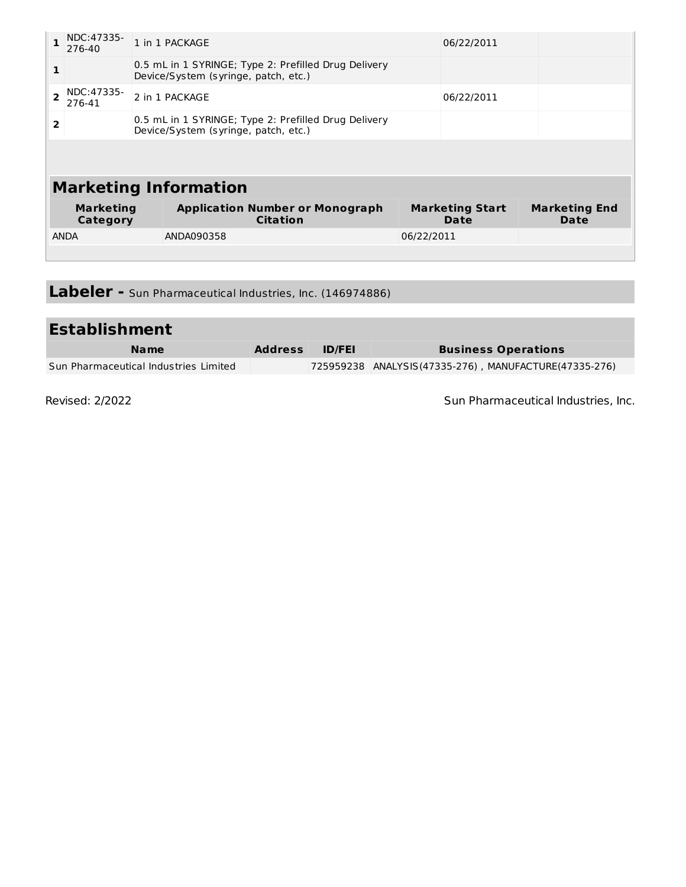| | | | | |
|---|---|---|---|---|
| 1 | NDC:47335-276-40 | 1 in 1 PACKAGE | 06/22/2011 | |
| 1 | | 0.5 mL in 1 SYRINGE; Type 2: Prefilled Drug Delivery Device/System (syringe, patch, etc.) | | |
| 2 | NDC:47335-276-41 | 2 in 1 PACKAGE | 06/22/2011 | |
| 2 | | 0.5 mL in 1 SYRINGE; Type 2: Prefilled Drug Delivery Device/System (syringe, patch, etc.) | | |

## Marketing Information

| Marketing Category | Application Number or Monograph Citation | Marketing Start Date | Marketing End Date |
|---|---|---|---|
| ANDA | ANDA090358 | 06/22/2011 | |

## Labeler - Sun Pharmaceutical Industries, Inc. (146974886)

## Establishment

| Name | Address | ID/FEI | Business Operations |
|---|---|---|---|
| Sun Pharmaceutical Industries Limited | | 725959238 | ANALYSIS(47335-276) , MANUFACTURE(47335-276) |

Revised: 2/2022

Sun Pharmaceutical Industries, Inc.